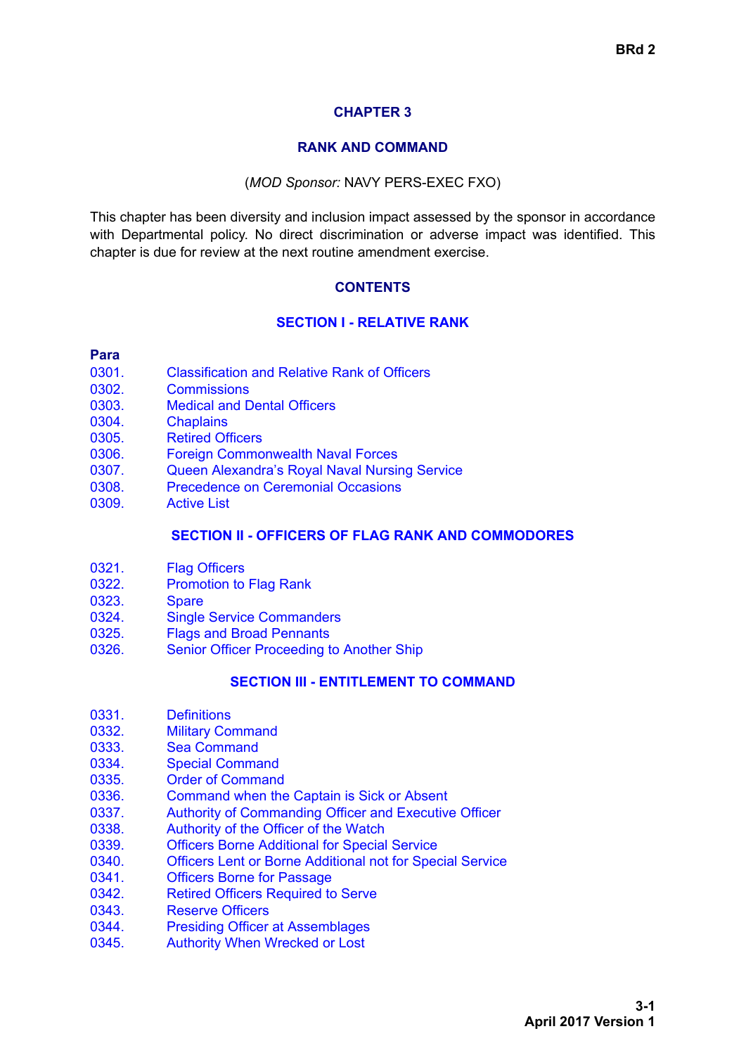# CHAPTER 3

## RANK AND COMMAND

(*MOD Sponsor:* NAVY PERS-EXEC FXO)

This chapter has been diversity and inclusion impact assessed by the sponsor in accordance with Departmental policy. No direct discrimination or adverse impact was identified. This chapter is due for review at the next routine amendment exercise.

## CONTENTS

### SECTION I - RELATIVE RANK

**Para**

| | |
|---|---|
| 0301. | Classification and Relative Rank of Officers |
| 0302. | Commissions |
| 0303. | Medical and Dental Officers |
| 0304. | Chaplains |
| 0305. | Retired Officers |
| 0306. | Foreign Commonwealth Naval Forces |
| 0307. | Queen Alexandra's Royal Naval Nursing Service |
| 0308. | Precedence on Ceremonial Occasions |
| 0309. | Active List |

### SECTION II - OFFICERS OF FLAG RANK AND COMMODORES

| | |
|---|---|
| 0321. | Flag Officers |
| 0322. | Promotion to Flag Rank |
| 0323. | Spare |
| 0324. | Single Service Commanders |
| 0325. | Flags and Broad Pennants |
| 0326. | Senior Officer Proceeding to Another Ship |

### SECTION III - ENTITLEMENT TO COMMAND

| | |
|---|---|
| 0331. | Definitions |
| 0332. | Military Command |
| 0333. | Sea Command |
| 0334. | Special Command |
| 0335. | Order of Command |
| 0336. | Command when the Captain is Sick or Absent |
| 0337. | Authority of Commanding Officer and Executive Officer |
| 0338. | Authority of the Officer of the Watch |
| 0339. | Officers Borne Additional for Special Service |
| 0340. | Officers Lent or Borne Additional not for Special Service |
| 0341. | Officers Borne for Passage |
| 0342. | Retired Officers Required to Serve |
| 0343. | Reserve Officers |
| 0344. | Presiding Officer at Assemblages |
| 0345. | Authority When Wrecked or Lost |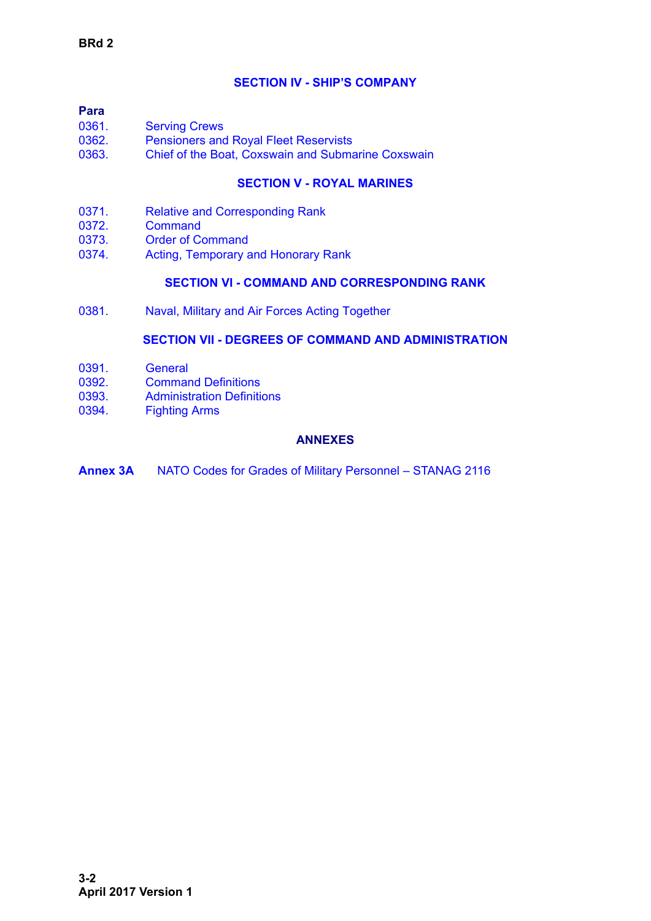## SECTION IV - SHIP'S COMPANY

**Para**

0361. Serving Crews
0362. Pensioners and Royal Fleet Reservists
0363. Chief of the Boat, Coxswain and Submarine Coxswain

## SECTION V - ROYAL MARINES

0371. Relative and Corresponding Rank
0372. Command
0373. Order of Command
0374. Acting, Temporary and Honorary Rank

## SECTION VI - COMMAND AND CORRESPONDING RANK

0381. Naval, Military and Air Forces Acting Together

## SECTION VII - DEGREES OF COMMAND AND ADMINISTRATION

0391. General
0392. Command Definitions
0393. Administration Definitions
0394. Fighting Arms

## ANNEXES

**Annex 3A** NATO Codes for Grades of Military Personnel – STANAG 2116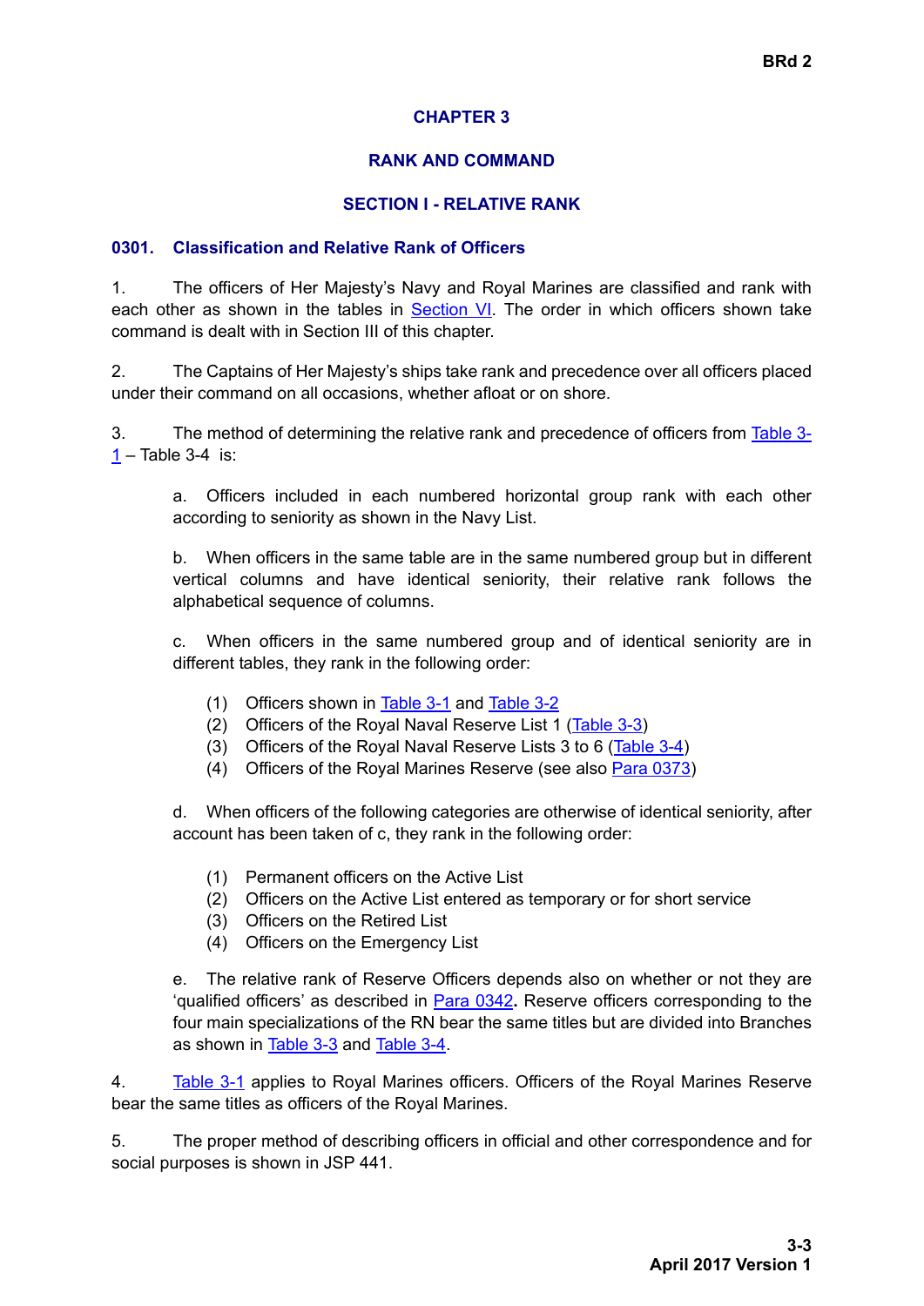# CHAPTER 3

# RANK AND COMMAND

## SECTION I - RELATIVE RANK

### 0301. Classification and Relative Rank of Officers

1. The officers of Her Majesty's Navy and Royal Marines are classified and rank with each other as shown in the tables in Section VI. The order in which officers shown take command is dealt with in Section III of this chapter.

2. The Captains of Her Majesty's ships take rank and precedence over all officers placed under their command on all occasions, whether afloat or on shore.

3. The method of determining the relative rank and precedence of officers from Table 3-1 – Table 3-4 is:

a. Officers included in each numbered horizontal group rank with each other according to seniority as shown in the Navy List.

b. When officers in the same table are in the same numbered group but in different vertical columns and have identical seniority, their relative rank follows the alphabetical sequence of columns.

c. When officers in the same numbered group and of identical seniority are in different tables, they rank in the following order:

(1) Officers shown in Table 3-1 and Table 3-2
(2) Officers of the Royal Naval Reserve List 1 (Table 3-3)
(3) Officers of the Royal Naval Reserve Lists 3 to 6 (Table 3-4)
(4) Officers of the Royal Marines Reserve (see also Para 0373)

d. When officers of the following categories are otherwise of identical seniority, after account has been taken of c, they rank in the following order:

(1) Permanent officers on the Active List
(2) Officers on the Active List entered as temporary or for short service
(3) Officers on the Retired List
(4) Officers on the Emergency List

e. The relative rank of Reserve Officers depends also on whether or not they are 'qualified officers' as described in Para 0342**.** Reserve officers corresponding to the four main specializations of the RN bear the same titles but are divided into Branches as shown in Table 3-3 and Table 3-4.

4. Table 3-1 applies to Royal Marines officers. Officers of the Royal Marines Reserve bear the same titles as officers of the Royal Marines.

5. The proper method of describing officers in official and other correspondence and for social purposes is shown in JSP 441.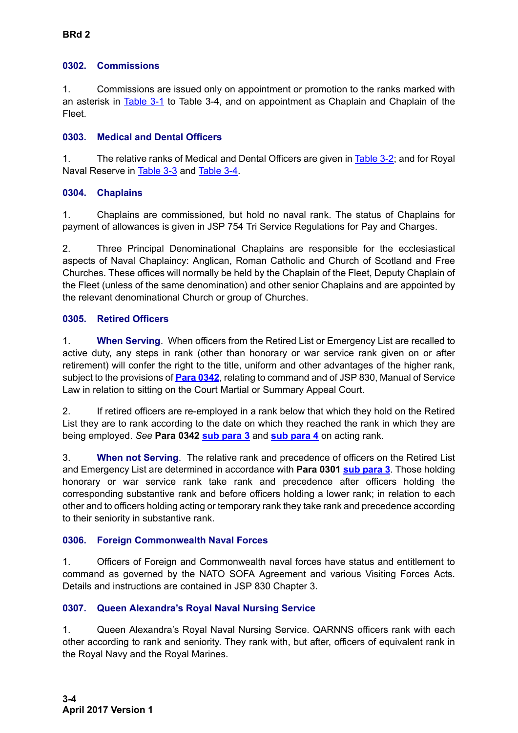### 0302. Commissions

1. Commissions are issued only on appointment or promotion to the ranks marked with an asterisk in Table 3-1 to Table 3-4, and on appointment as Chaplain and Chaplain of the Fleet.

### 0303. Medical and Dental Officers

1. The relative ranks of Medical and Dental Officers are given in Table 3-2; and for Royal Naval Reserve in Table 3-3 and Table 3-4.

### 0304. Chaplains

1. Chaplains are commissioned, but hold no naval rank. The status of Chaplains for payment of allowances is given in JSP 754 Tri Service Regulations for Pay and Charges.

2. Three Principal Denominational Chaplains are responsible for the ecclesiastical aspects of Naval Chaplaincy: Anglican, Roman Catholic and Church of Scotland and Free Churches. These offices will normally be held by the Chaplain of the Fleet, Deputy Chaplain of the Fleet (unless of the same denomination) and other senior Chaplains and are appointed by the relevant denominational Church or group of Churches.

### 0305. Retired Officers

1. **When Serving**. When officers from the Retired List or Emergency List are recalled to active duty, any steps in rank (other than honorary or war service rank given on or after retirement) will confer the right to the title, uniform and other advantages of the higher rank, subject to the provisions of **Para 0342**, relating to command and of JSP 830, Manual of Service Law in relation to sitting on the Court Martial or Summary Appeal Court.

2. If retired officers are re-employed in a rank below that which they hold on the Retired List they are to rank according to the date on which they reached the rank in which they are being employed. *See* **Para 0342** **sub para 3** and **sub para 4** on acting rank.

3. **When not Serving**. The relative rank and precedence of officers on the Retired List and Emergency List are determined in accordance with **Para 0301** **sub para 3**. Those holding honorary or war service rank take rank and precedence after officers holding the corresponding substantive rank and before officers holding a lower rank; in relation to each other and to officers holding acting or temporary rank they take rank and precedence according to their seniority in substantive rank.

### 0306. Foreign Commonwealth Naval Forces

1. Officers of Foreign and Commonwealth naval forces have status and entitlement to command as governed by the NATO SOFA Agreement and various Visiting Forces Acts. Details and instructions are contained in JSP 830 Chapter 3.

### 0307. Queen Alexandra's Royal Naval Nursing Service

1. Queen Alexandra's Royal Naval Nursing Service. QARNNS officers rank with each other according to rank and seniority. They rank with, but after, officers of equivalent rank in the Royal Navy and the Royal Marines.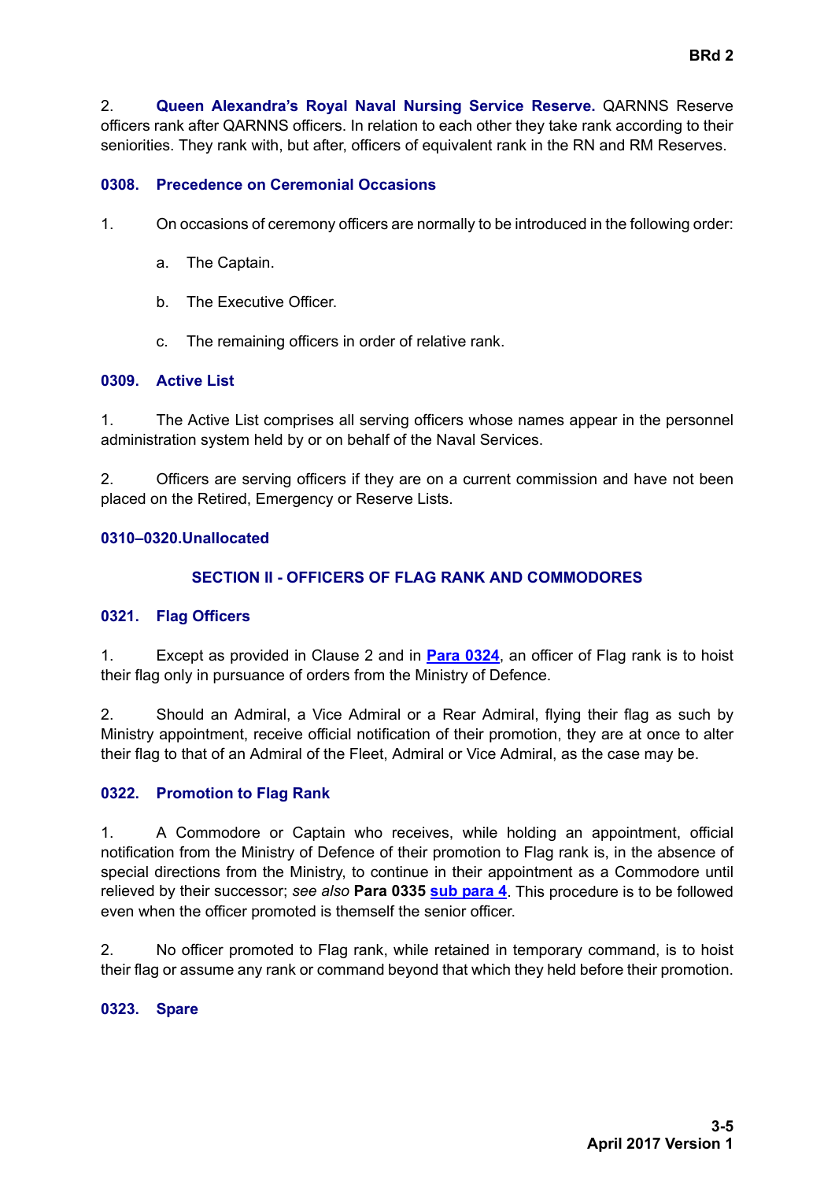2. **Queen Alexandra's Royal Naval Nursing Service Reserve.** QARNNS Reserve officers rank after QARNNS officers. In relation to each other they take rank according to their seniorities. They rank with, but after, officers of equivalent rank in the RN and RM Reserves.

### 0308. Precedence on Ceremonial Occasions

1. On occasions of ceremony officers are normally to be introduced in the following order:

   a. The Captain.

   b. The Executive Officer.

   c. The remaining officers in order of relative rank.

### 0309. Active List

1. The Active List comprises all serving officers whose names appear in the personnel administration system held by or on behalf of the Naval Services.

2. Officers are serving officers if they are on a current commission and have not been placed on the Retired, Emergency or Reserve Lists.

### 0310–0320.Unallocated

## SECTION II - OFFICERS OF FLAG RANK AND COMMODORES

### 0321. Flag Officers

1. Except as provided in Clause 2 and in **Para 0324**, an officer of Flag rank is to hoist their flag only in pursuance of orders from the Ministry of Defence.

2. Should an Admiral, a Vice Admiral or a Rear Admiral, flying their flag as such by Ministry appointment, receive official notification of their promotion, they are at once to alter their flag to that of an Admiral of the Fleet, Admiral or Vice Admiral, as the case may be.

### 0322. Promotion to Flag Rank

1. A Commodore or Captain who receives, while holding an appointment, official notification from the Ministry of Defence of their promotion to Flag rank is, in the absence of special directions from the Ministry, to continue in their appointment as a Commodore until relieved by their successor; *see also* **Para 0335** **sub para 4**. This procedure is to be followed even when the officer promoted is themself the senior officer.

2. No officer promoted to Flag rank, while retained in temporary command, is to hoist their flag or assume any rank or command beyond that which they held before their promotion.

### 0323. Spare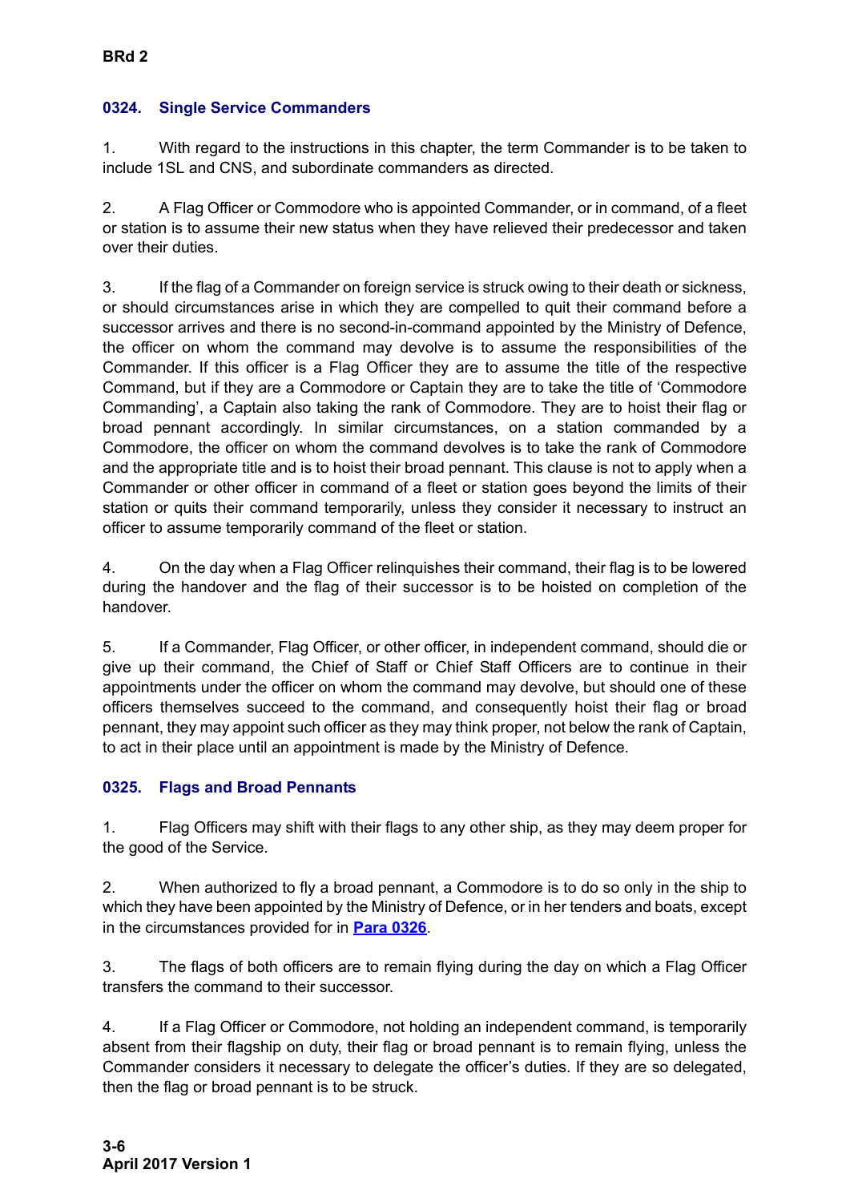### 0324. Single Service Commanders

1. With regard to the instructions in this chapter, the term Commander is to be taken to include 1SL and CNS, and subordinate commanders as directed.

2. A Flag Officer or Commodore who is appointed Commander, or in command, of a fleet or station is to assume their new status when they have relieved their predecessor and taken over their duties.

3. If the flag of a Commander on foreign service is struck owing to their death or sickness, or should circumstances arise in which they are compelled to quit their command before a successor arrives and there is no second-in-command appointed by the Ministry of Defence, the officer on whom the command may devolve is to assume the responsibilities of the Commander. If this officer is a Flag Officer they are to assume the title of the respective Command, but if they are a Commodore or Captain they are to take the title of 'Commodore Commanding', a Captain also taking the rank of Commodore. They are to hoist their flag or broad pennant accordingly. In similar circumstances, on a station commanded by a Commodore, the officer on whom the command devolves is to take the rank of Commodore and the appropriate title and is to hoist their broad pennant. This clause is not to apply when a Commander or other officer in command of a fleet or station goes beyond the limits of their station or quits their command temporarily, unless they consider it necessary to instruct an officer to assume temporarily command of the fleet or station.

4. On the day when a Flag Officer relinquishes their command, their flag is to be lowered during the handover and the flag of their successor is to be hoisted on completion of the handover.

5. If a Commander, Flag Officer, or other officer, in independent command, should die or give up their command, the Chief of Staff or Chief Staff Officers are to continue in their appointments under the officer on whom the command may devolve, but should one of these officers themselves succeed to the command, and consequently hoist their flag or broad pennant, they may appoint such officer as they may think proper, not below the rank of Captain, to act in their place until an appointment is made by the Ministry of Defence.

### 0325. Flags and Broad Pennants

1. Flag Officers may shift with their flags to any other ship, as they may deem proper for the good of the Service.

2. When authorized to fly a broad pennant, a Commodore is to do so only in the ship to which they have been appointed by the Ministry of Defence, or in her tenders and boats, except in the circumstances provided for in **Para 0326**.

3. The flags of both officers are to remain flying during the day on which a Flag Officer transfers the command to their successor.

4. If a Flag Officer or Commodore, not holding an independent command, is temporarily absent from their flagship on duty, their flag or broad pennant is to remain flying, unless the Commander considers it necessary to delegate the officer's duties. If they are so delegated, then the flag or broad pennant is to be struck.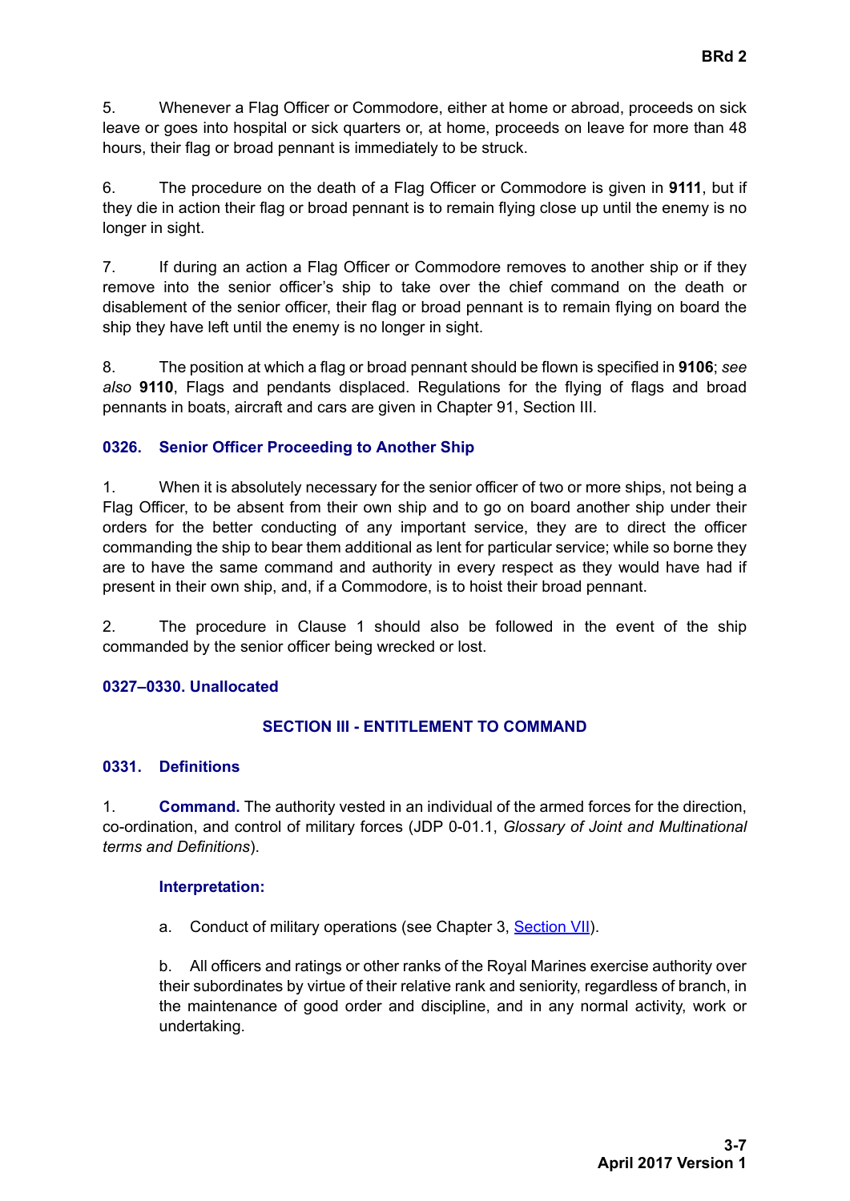5. Whenever a Flag Officer or Commodore, either at home or abroad, proceeds on sick leave or goes into hospital or sick quarters or, at home, proceeds on leave for more than 48 hours, their flag or broad pennant is immediately to be struck.

6. The procedure on the death of a Flag Officer or Commodore is given in **9111**, but if they die in action their flag or broad pennant is to remain flying close up until the enemy is no longer in sight.

7. If during an action a Flag Officer or Commodore removes to another ship or if they remove into the senior officer's ship to take over the chief command on the death or disablement of the senior officer, their flag or broad pennant is to remain flying on board the ship they have left until the enemy is no longer in sight.

8. The position at which a flag or broad pennant should be flown is specified in **9106**; *see also* **9110**, Flags and pendants displaced. Regulations for the flying of flags and broad pennants in boats, aircraft and cars are given in Chapter 91, Section III.

### 0326. Senior Officer Proceeding to Another Ship

1. When it is absolutely necessary for the senior officer of two or more ships, not being a Flag Officer, to be absent from their own ship and to go on board another ship under their orders for the better conducting of any important service, they are to direct the officer commanding the ship to bear them additional as lent for particular service; while so borne they are to have the same command and authority in every respect as they would have had if present in their own ship, and, if a Commodore, is to hoist their broad pennant.

2. The procedure in Clause 1 should also be followed in the event of the ship commanded by the senior officer being wrecked or lost.

### 0327–0330. Unallocated

## SECTION III - ENTITLEMENT TO COMMAND

### 0331. Definitions

1. **Command.** The authority vested in an individual of the armed forces for the direction, co-ordination, and control of military forces (JDP 0-01.1, *Glossary of Joint and Multinational terms and Definitions*).

**Interpretation:**

a. Conduct of military operations (see Chapter 3, Section VII).

b. All officers and ratings or other ranks of the Royal Marines exercise authority over their subordinates by virtue of their relative rank and seniority, regardless of branch, in the maintenance of good order and discipline, and in any normal activity, work or undertaking.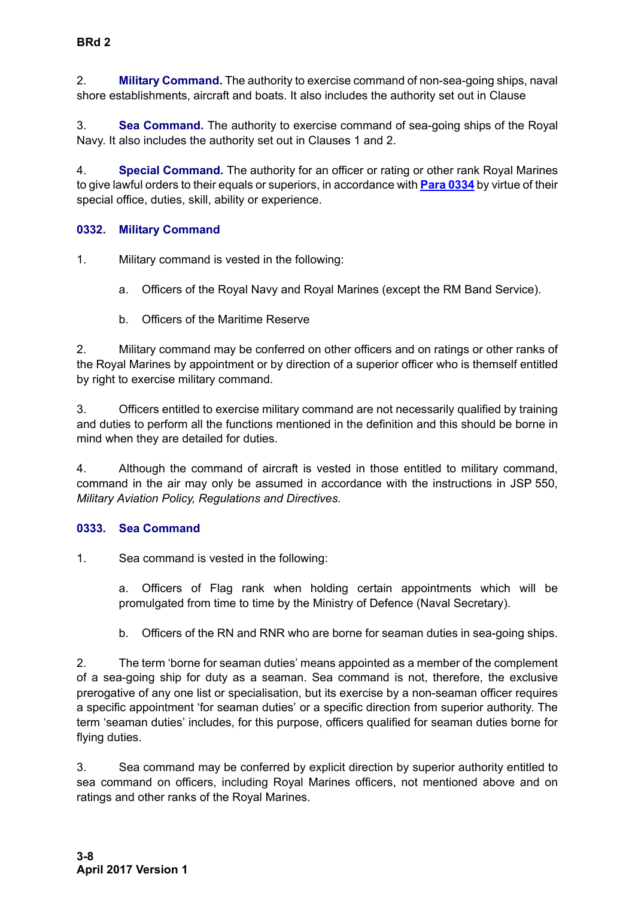2. **Military Command.** The authority to exercise command of non-sea-going ships, naval shore establishments, aircraft and boats. It also includes the authority set out in Clause

3. **Sea Command.** The authority to exercise command of sea-going ships of the Royal Navy. It also includes the authority set out in Clauses 1 and 2.

4. **Special Command.** The authority for an officer or rating or other rank Royal Marines to give lawful orders to their equals or superiors, in accordance with **Para 0334** by virtue of their special office, duties, skill, ability or experience.

### 0332. Military Command

1. Military command is vested in the following:

   a. Officers of the Royal Navy and Royal Marines (except the RM Band Service).

   b. Officers of the Maritime Reserve

2. Military command may be conferred on other officers and on ratings or other ranks of the Royal Marines by appointment or by direction of a superior officer who is themself entitled by right to exercise military command.

3. Officers entitled to exercise military command are not necessarily qualified by training and duties to perform all the functions mentioned in the definition and this should be borne in mind when they are detailed for duties.

4. Although the command of aircraft is vested in those entitled to military command, command in the air may only be assumed in accordance with the instructions in JSP 550, *Military Aviation Policy, Regulations and Directives.*

### 0333. Sea Command

1. Sea command is vested in the following:

   a. Officers of Flag rank when holding certain appointments which will be promulgated from time to time by the Ministry of Defence (Naval Secretary).

   b. Officers of the RN and RNR who are borne for seaman duties in sea-going ships.

2. The term 'borne for seaman duties' means appointed as a member of the complement of a sea-going ship for duty as a seaman. Sea command is not, therefore, the exclusive prerogative of any one list or specialisation, but its exercise by a non-seaman officer requires a specific appointment 'for seaman duties' or a specific direction from superior authority. The term 'seaman duties' includes, for this purpose, officers qualified for seaman duties borne for flying duties.

3. Sea command may be conferred by explicit direction by superior authority entitled to sea command on officers, including Royal Marines officers, not mentioned above and on ratings and other ranks of the Royal Marines.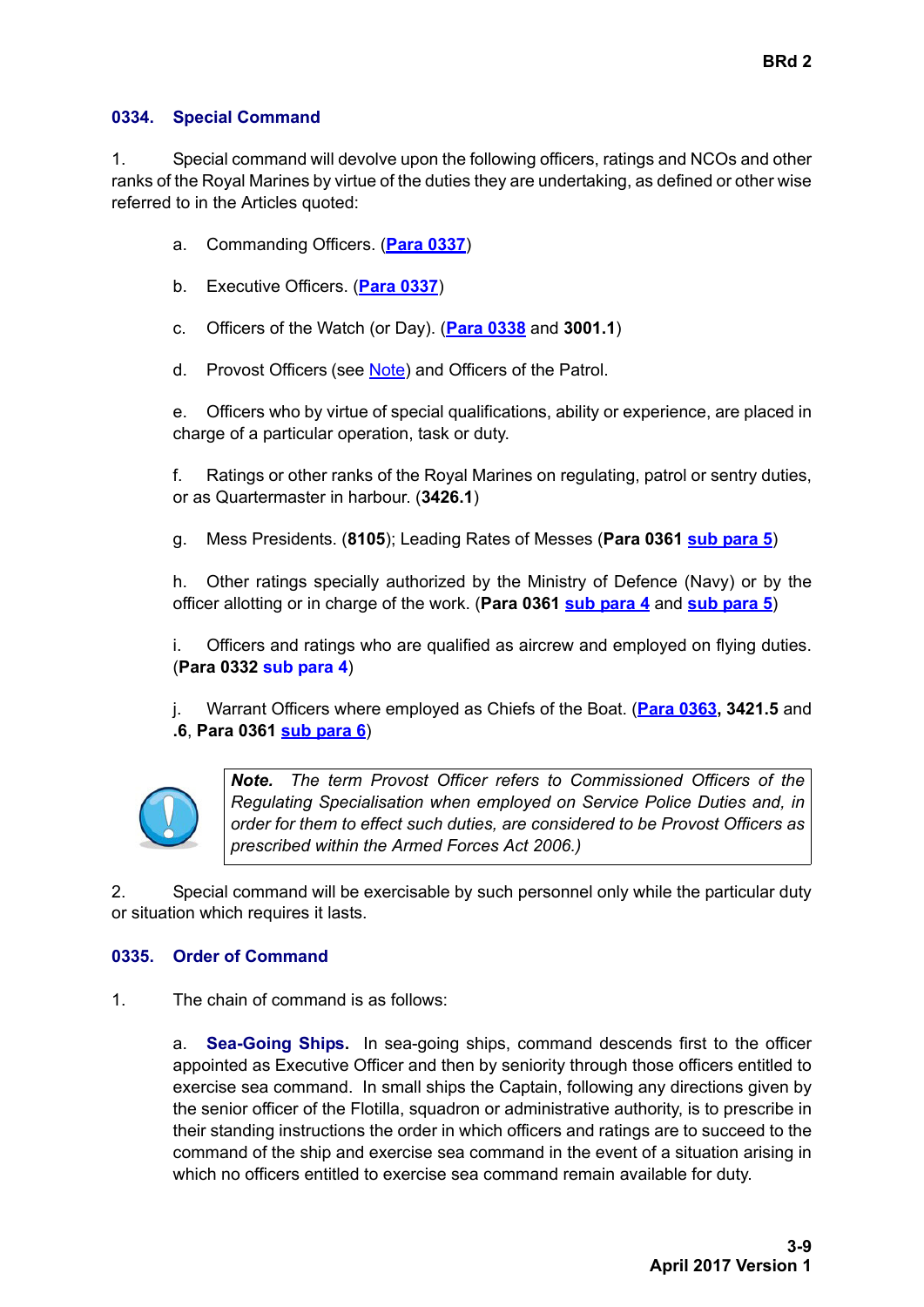## 0334. Special Command

1. Special command will devolve upon the following officers, ratings and NCOs and other ranks of the Royal Marines by virtue of the duties they are undertaking, as defined or other wise referred to in the Articles quoted:

a. Commanding Officers. (**Para 0337**)

b. Executive Officers. (**Para 0337**)

c. Officers of the Watch (or Day). (**Para 0338** and **3001.1**)

d. Provost Officers (see Note) and Officers of the Patrol.

e. Officers who by virtue of special qualifications, ability or experience, are placed in charge of a particular operation, task or duty.

f. Ratings or other ranks of the Royal Marines on regulating, patrol or sentry duties, or as Quartermaster in harbour. (**3426.1**)

g. Mess Presidents. (**8105**); Leading Rates of Messes (**Para 0361 sub para 5**)

h. Other ratings specially authorized by the Ministry of Defence (Navy) or by the officer allotting or in charge of the work. (**Para 0361 sub para 4** and **sub para 5**)

i. Officers and ratings who are qualified as aircrew and employed on flying duties. (**Para 0332 sub para 4**)

j. Warrant Officers where employed as Chiefs of the Boat. (**Para 0363, 3421.5** and **.6**, **Para 0361 sub para 6**)

> ***Note.*** *The term Provost Officer refers to Commissioned Officers of the Regulating Specialisation when employed on Service Police Duties and, in order for them to effect such duties, are considered to be Provost Officers as prescribed within the Armed Forces Act 2006.)*

2. Special command will be exercisable by such personnel only while the particular duty or situation which requires it lasts.

## 0335. Order of Command

1. The chain of command is as follows:

a. **Sea-Going Ships.** In sea-going ships, command descends first to the officer appointed as Executive Officer and then by seniority through those officers entitled to exercise sea command. In small ships the Captain, following any directions given by the senior officer of the Flotilla, squadron or administrative authority, is to prescribe in their standing instructions the order in which officers and ratings are to succeed to the command of the ship and exercise sea command in the event of a situation arising in which no officers entitled to exercise sea command remain available for duty.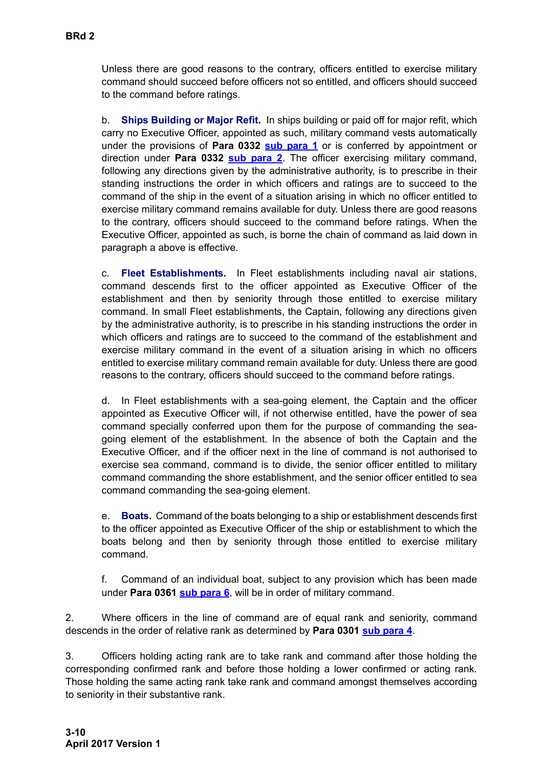Unless there are good reasons to the contrary, officers entitled to exercise military command should succeed before officers not so entitled, and officers should succeed to the command before ratings.

b. **Ships Building or Major Refit.** In ships building or paid off for major refit, which carry no Executive Officer, appointed as such, military command vests automatically under the provisions of **Para 0332** sub para 1 or is conferred by appointment or direction under **Para 0332** sub para 2. The officer exercising military command, following any directions given by the administrative authority, is to prescribe in their standing instructions the order in which officers and ratings are to succeed to the command of the ship in the event of a situation arising in which no officer entitled to exercise military command remains available for duty. Unless there are good reasons to the contrary, officers should succeed to the command before ratings. When the Executive Officer, appointed as such, is borne the chain of command as laid down in paragraph a above is effective.

c. **Fleet Establishments.** In Fleet establishments including naval air stations, command descends first to the officer appointed as Executive Officer of the establishment and then by seniority through those entitled to exercise military command. In small Fleet establishments, the Captain, following any directions given by the administrative authority, is to prescribe in his standing instructions the order in which officers and ratings are to succeed to the command of the establishment and exercise military command in the event of a situation arising in which no officers entitled to exercise military command remain available for duty. Unless there are good reasons to the contrary, officers should succeed to the command before ratings.

d. In Fleet establishments with a sea-going element, the Captain and the officer appointed as Executive Officer will, if not otherwise entitled, have the power of sea command specially conferred upon them for the purpose of commanding the sea-going element of the establishment. In the absence of both the Captain and the Executive Officer, and if the officer next in the line of command is not authorised to exercise sea command, command is to divide, the senior officer entitled to military command commanding the shore establishment, and the senior officer entitled to sea command commanding the sea-going element.

e. **Boats.** Command of the boats belonging to a ship or establishment descends first to the officer appointed as Executive Officer of the ship or establishment to which the boats belong and then by seniority through those entitled to exercise military command.

f. Command of an individual boat, subject to any provision which has been made under **Para 0361** sub para 6, will be in order of military command.

2. Where officers in the line of command are of equal rank and seniority, command descends in the order of relative rank as determined by **Para 0301** sub para 4.

3. Officers holding acting rank are to take rank and command after those holding the corresponding confirmed rank and before those holding a lower confirmed or acting rank. Those holding the same acting rank take rank and command amongst themselves according to seniority in their substantive rank.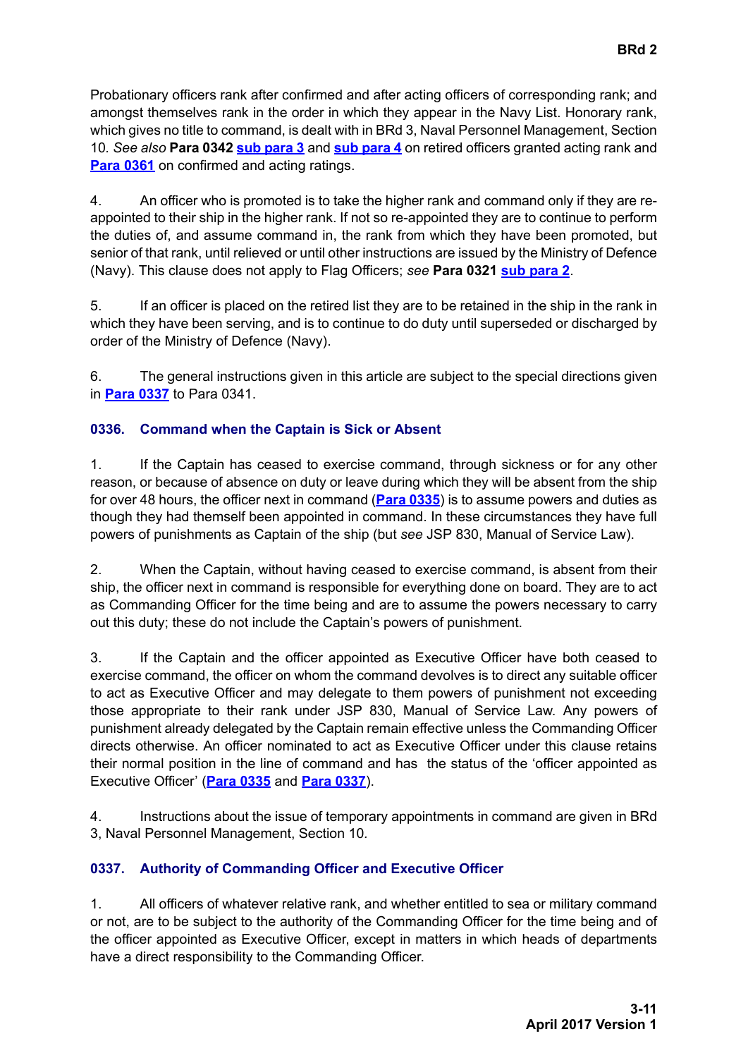Probationary officers rank after confirmed and after acting officers of corresponding rank; and amongst themselves rank in the order in which they appear in the Navy List. Honorary rank, which gives no title to command, is dealt with in BRd 3, Naval Personnel Management, Section 10. *See also* **Para 0342** **sub para 3** and **sub para 4** on retired officers granted acting rank and **Para 0361** on confirmed and acting ratings.

4. An officer who is promoted is to take the higher rank and command only if they are re-appointed to their ship in the higher rank. If not so re-appointed they are to continue to perform the duties of, and assume command in, the rank from which they have been promoted, but senior of that rank, until relieved or until other instructions are issued by the Ministry of Defence (Navy). This clause does not apply to Flag Officers; *see* **Para 0321** **sub para 2**.

5. If an officer is placed on the retired list they are to be retained in the ship in the rank in which they have been serving, and is to continue to do duty until superseded or discharged by order of the Ministry of Defence (Navy).

6. The general instructions given in this article are subject to the special directions given in **Para 0337** to Para 0341.

### 0336. Command when the Captain is Sick or Absent

1. If the Captain has ceased to exercise command, through sickness or for any other reason, or because of absence on duty or leave during which they will be absent from the ship for over 48 hours, the officer next in command (**Para 0335**) is to assume powers and duties as though they had themself been appointed in command. In these circumstances they have full powers of punishments as Captain of the ship (but *see* JSP 830, Manual of Service Law).

2. When the Captain, without having ceased to exercise command, is absent from their ship, the officer next in command is responsible for everything done on board. They are to act as Commanding Officer for the time being and are to assume the powers necessary to carry out this duty; these do not include the Captain's powers of punishment.

3. If the Captain and the officer appointed as Executive Officer have both ceased to exercise command, the officer on whom the command devolves is to direct any suitable officer to act as Executive Officer and may delegate to them powers of punishment not exceeding those appropriate to their rank under JSP 830, Manual of Service Law. Any powers of punishment already delegated by the Captain remain effective unless the Commanding Officer directs otherwise. An officer nominated to act as Executive Officer under this clause retains their normal position in the line of command and has the status of the 'officer appointed as Executive Officer' (**Para 0335** and **Para 0337**).

4. Instructions about the issue of temporary appointments in command are given in BRd 3, Naval Personnel Management, Section 10.

### 0337. Authority of Commanding Officer and Executive Officer

1. All officers of whatever relative rank, and whether entitled to sea or military command or not, are to be subject to the authority of the Commanding Officer for the time being and of the officer appointed as Executive Officer, except in matters in which heads of departments have a direct responsibility to the Commanding Officer.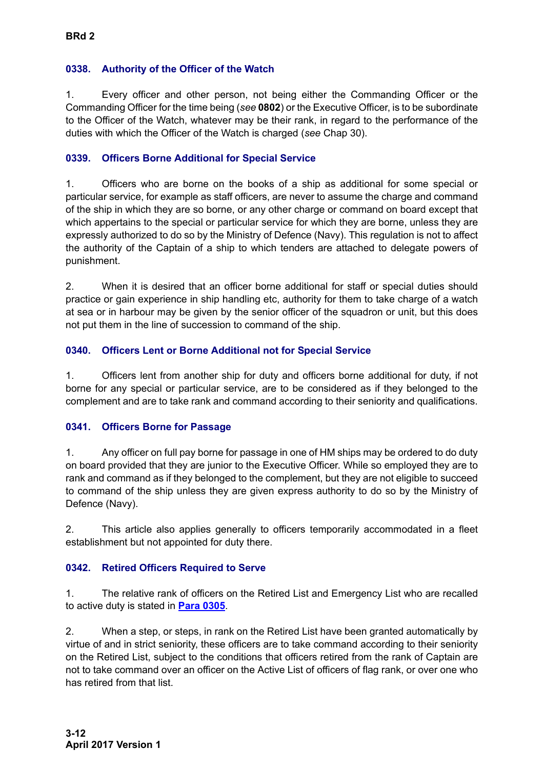### 0338. Authority of the Officer of the Watch

1. Every officer and other person, not being either the Commanding Officer or the Commanding Officer for the time being (*see* **0802**) or the Executive Officer, is to be subordinate to the Officer of the Watch, whatever may be their rank, in regard to the performance of the duties with which the Officer of the Watch is charged (*see* Chap 30).

### 0339. Officers Borne Additional for Special Service

1. Officers who are borne on the books of a ship as additional for some special or particular service, for example as staff officers, are never to assume the charge and command of the ship in which they are so borne, or any other charge or command on board except that which appertains to the special or particular service for which they are borne, unless they are expressly authorized to do so by the Ministry of Defence (Navy). This regulation is not to affect the authority of the Captain of a ship to which tenders are attached to delegate powers of punishment.

2. When it is desired that an officer borne additional for staff or special duties should practice or gain experience in ship handling etc, authority for them to take charge of a watch at sea or in harbour may be given by the senior officer of the squadron or unit, but this does not put them in the line of succession to command of the ship.

### 0340. Officers Lent or Borne Additional not for Special Service

1. Officers lent from another ship for duty and officers borne additional for duty, if not borne for any special or particular service, are to be considered as if they belonged to the complement and are to take rank and command according to their seniority and qualifications.

### 0341. Officers Borne for Passage

1. Any officer on full pay borne for passage in one of HM ships may be ordered to do duty on board provided that they are junior to the Executive Officer. While so employed they are to rank and command as if they belonged to the complement, but they are not eligible to succeed to command of the ship unless they are given express authority to do so by the Ministry of Defence (Navy).

2. This article also applies generally to officers temporarily accommodated in a fleet establishment but not appointed for duty there.

### 0342. Retired Officers Required to Serve

1. The relative rank of officers on the Retired List and Emergency List who are recalled to active duty is stated in **Para 0305**.

2. When a step, or steps, in rank on the Retired List have been granted automatically by virtue of and in strict seniority, these officers are to take command according to their seniority on the Retired List, subject to the conditions that officers retired from the rank of Captain are not to take command over an officer on the Active List of officers of flag rank, or over one who has retired from that list.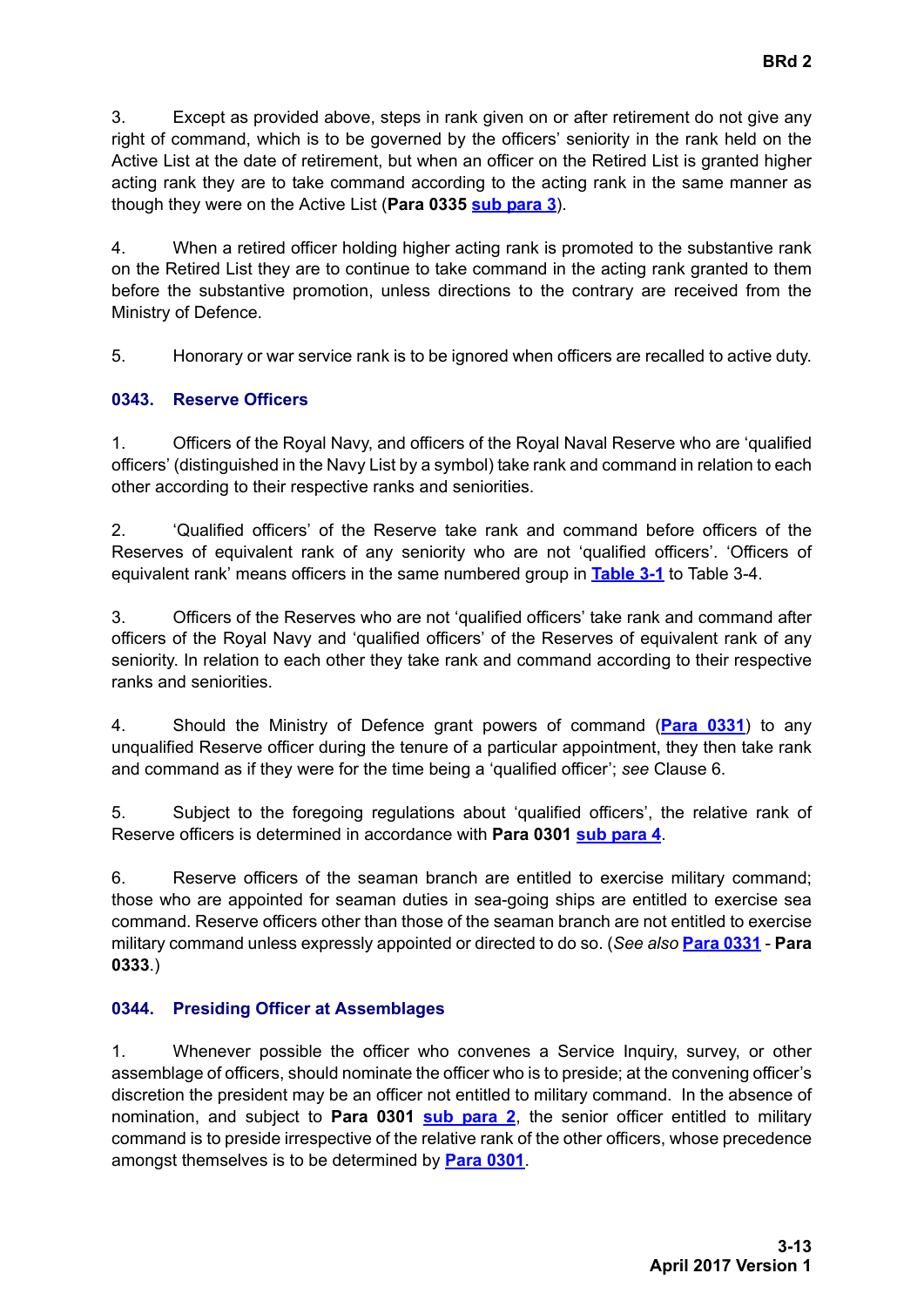3. Except as provided above, steps in rank given on or after retirement do not give any right of command, which is to be governed by the officers' seniority in the rank held on the Active List at the date of retirement, but when an officer on the Retired List is granted higher acting rank they are to take command according to the acting rank in the same manner as though they were on the Active List (**Para 0335** sub para 3).

4. When a retired officer holding higher acting rank is promoted to the substantive rank on the Retired List they are to continue to take command in the acting rank granted to them before the substantive promotion, unless directions to the contrary are received from the Ministry of Defence.

5. Honorary or war service rank is to be ignored when officers are recalled to active duty.

### 0343. Reserve Officers

1. Officers of the Royal Navy, and officers of the Royal Naval Reserve who are 'qualified officers' (distinguished in the Navy List by a symbol) take rank and command in relation to each other according to their respective ranks and seniorities.

2. 'Qualified officers' of the Reserve take rank and command before officers of the Reserves of equivalent rank of any seniority who are not 'qualified officers'. 'Officers of equivalent rank' means officers in the same numbered group in **Table 3-1** to Table 3-4.

3. Officers of the Reserves who are not 'qualified officers' take rank and command after officers of the Royal Navy and 'qualified officers' of the Reserves of equivalent rank of any seniority. In relation to each other they take rank and command according to their respective ranks and seniorities.

4. Should the Ministry of Defence grant powers of command (**Para 0331**) to any unqualified Reserve officer during the tenure of a particular appointment, they then take rank and command as if they were for the time being a 'qualified officer'; *see* Clause 6.

5. Subject to the foregoing regulations about 'qualified officers', the relative rank of Reserve officers is determined in accordance with **Para 0301** sub para 4.

6. Reserve officers of the seaman branch are entitled to exercise military command; those who are appointed for seaman duties in sea-going ships are entitled to exercise sea command. Reserve officers other than those of the seaman branch are not entitled to exercise military command unless expressly appointed or directed to do so. (*See also* **Para 0331** - **Para 0333**.)

### 0344. Presiding Officer at Assemblages

1. Whenever possible the officer who convenes a Service Inquiry, survey, or other assemblage of officers, should nominate the officer who is to preside; at the convening officer's discretion the president may be an officer not entitled to military command. In the absence of nomination, and subject to **Para 0301** sub para 2, the senior officer entitled to military command is to preside irrespective of the relative rank of the other officers, whose precedence amongst themselves is to be determined by **Para 0301**.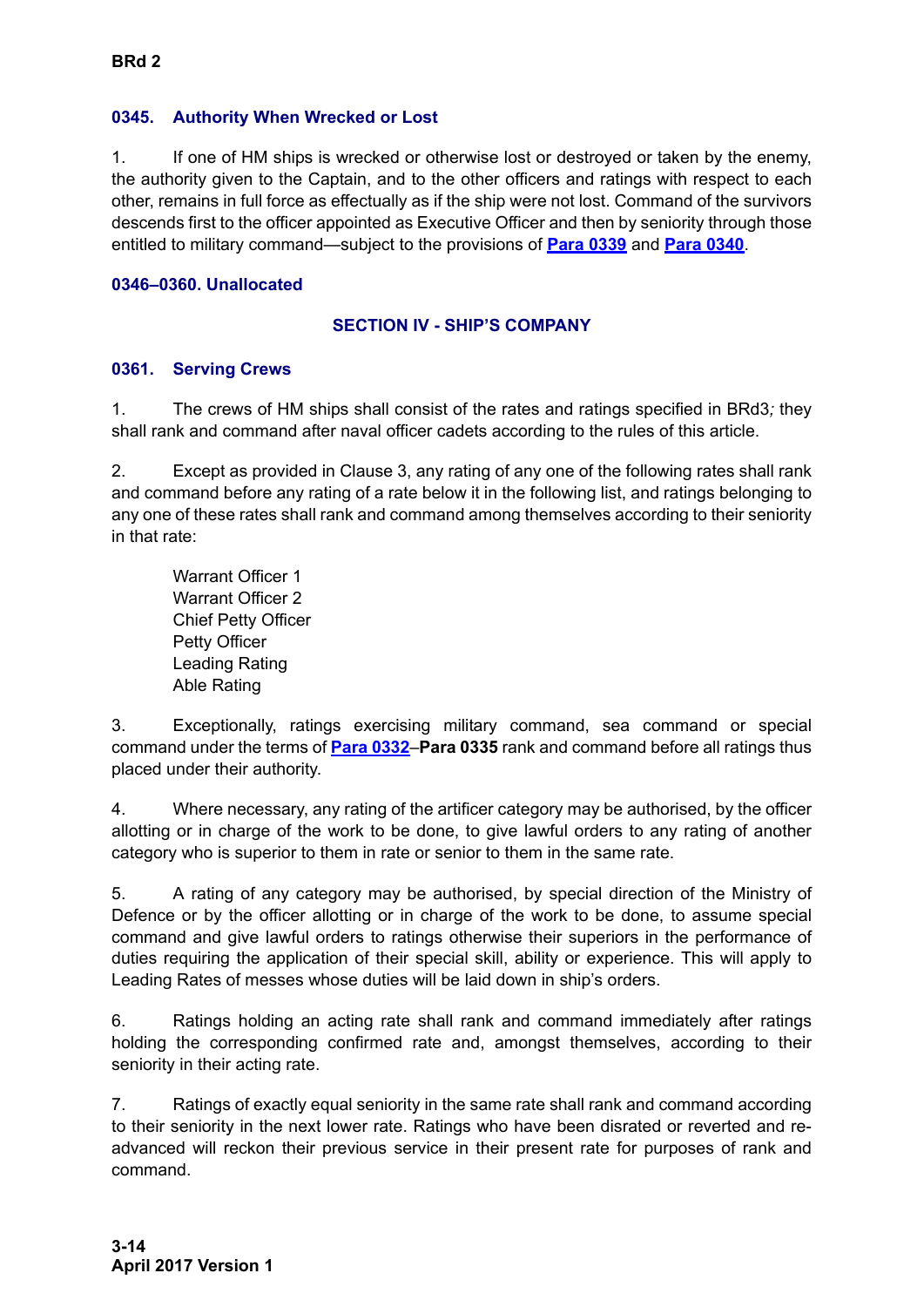### 0345. Authority When Wrecked or Lost

1. If one of HM ships is wrecked or otherwise lost or destroyed or taken by the enemy, the authority given to the Captain, and to the other officers and ratings with respect to each other, remains in full force as effectually as if the ship were not lost. Command of the survivors descends first to the officer appointed as Executive Officer and then by seniority through those entitled to military command—subject to the provisions of **Para 0339** and **Para 0340**.

### 0346–0360. Unallocated

## SECTION IV - SHIP'S COMPANY

### 0361. Serving Crews

1. The crews of HM ships shall consist of the rates and ratings specified in BRd3*;* they shall rank and command after naval officer cadets according to the rules of this article.

2. Except as provided in Clause 3, any rating of any one of the following rates shall rank and command before any rating of a rate below it in the following list, and ratings belonging to any one of these rates shall rank and command among themselves according to their seniority in that rate:

Warrant Officer 1
Warrant Officer 2
Chief Petty Officer
Petty Officer
Leading Rating
Able Rating

3. Exceptionally, ratings exercising military command, sea command or special command under the terms of **Para 0332**–**Para 0335** rank and command before all ratings thus placed under their authority.

4. Where necessary, any rating of the artificer category may be authorised, by the officer allotting or in charge of the work to be done, to give lawful orders to any rating of another category who is superior to them in rate or senior to them in the same rate.

5. A rating of any category may be authorised, by special direction of the Ministry of Defence or by the officer allotting or in charge of the work to be done, to assume special command and give lawful orders to ratings otherwise their superiors in the performance of duties requiring the application of their special skill, ability or experience. This will apply to Leading Rates of messes whose duties will be laid down in ship's orders.

6. Ratings holding an acting rate shall rank and command immediately after ratings holding the corresponding confirmed rate and, amongst themselves, according to their seniority in their acting rate.

7. Ratings of exactly equal seniority in the same rate shall rank and command according to their seniority in the next lower rate. Ratings who have been disrated or reverted and re-advanced will reckon their previous service in their present rate for purposes of rank and command.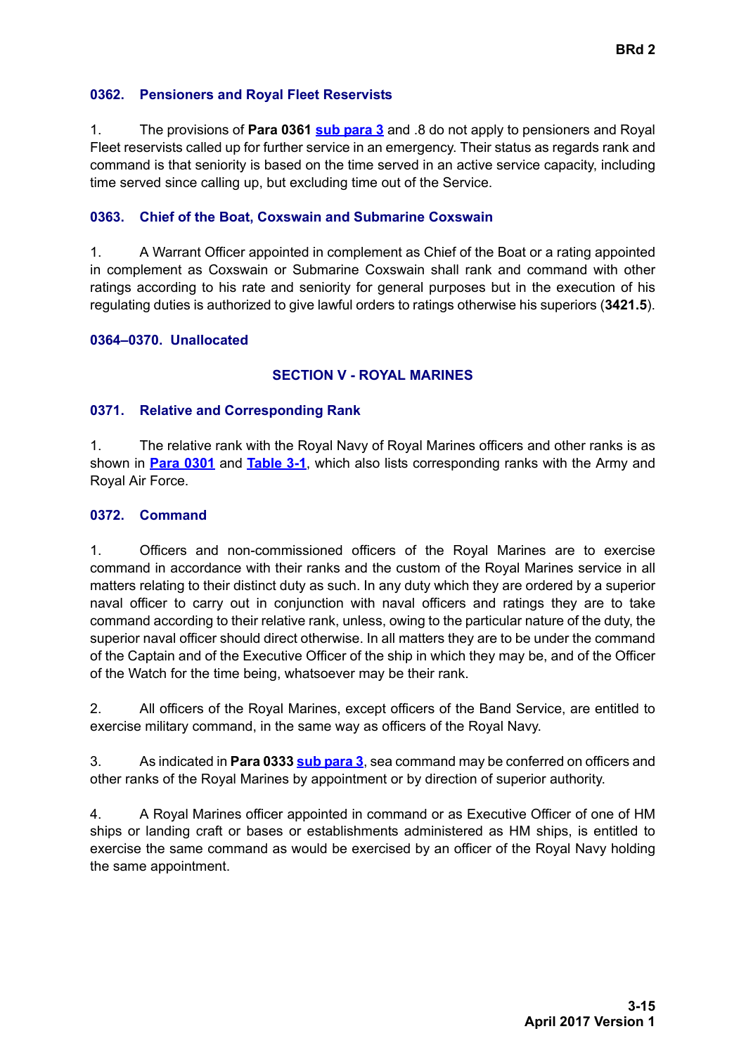#### 0362. Pensioners and Royal Fleet Reservists

1. The provisions of **Para 0361** sub para 3 and .8 do not apply to pensioners and Royal Fleet reservists called up for further service in an emergency. Their status as regards rank and command is that seniority is based on the time served in an active service capacity, including time served since calling up, but excluding time out of the Service.

#### 0363. Chief of the Boat, Coxswain and Submarine Coxswain

1. A Warrant Officer appointed in complement as Chief of the Boat or a rating appointed in complement as Coxswain or Submarine Coxswain shall rank and command with other ratings according to his rate and seniority for general purposes but in the execution of his regulating duties is authorized to give lawful orders to ratings otherwise his superiors (**3421.5**).

#### 0364–0370. Unallocated

## SECTION V - ROYAL MARINES

#### 0371. Relative and Corresponding Rank

1. The relative rank with the Royal Navy of Royal Marines officers and other ranks is as shown in Para 0301 and Table 3-1, which also lists corresponding ranks with the Army and Royal Air Force.

#### 0372. Command

1. Officers and non-commissioned officers of the Royal Marines are to exercise command in accordance with their ranks and the custom of the Royal Marines service in all matters relating to their distinct duty as such. In any duty which they are ordered by a superior naval officer to carry out in conjunction with naval officers and ratings they are to take command according to their relative rank, unless, owing to the particular nature of the duty, the superior naval officer should direct otherwise. In all matters they are to be under the command of the Captain and of the Executive Officer of the ship in which they may be, and of the Officer of the Watch for the time being, whatsoever may be their rank.

2. All officers of the Royal Marines, except officers of the Band Service, are entitled to exercise military command, in the same way as officers of the Royal Navy.

3. As indicated in **Para 0333** sub para 3, sea command may be conferred on officers and other ranks of the Royal Marines by appointment or by direction of superior authority.

4. A Royal Marines officer appointed in command or as Executive Officer of one of HM ships or landing craft or bases or establishments administered as HM ships, is entitled to exercise the same command as would be exercised by an officer of the Royal Navy holding the same appointment.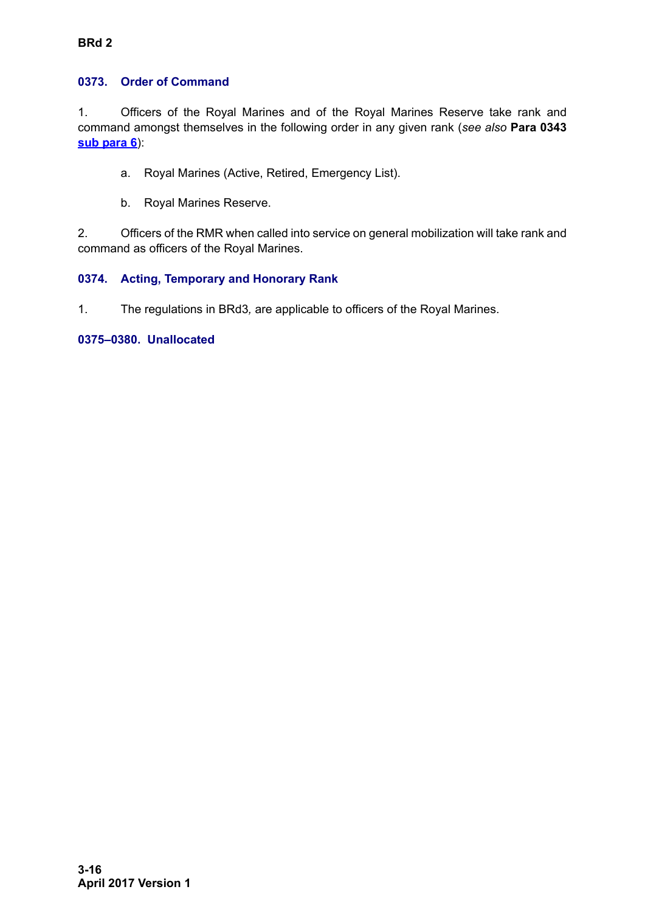### 0373. Order of Command

1. Officers of the Royal Marines and of the Royal Marines Reserve take rank and command amongst themselves in the following order in any given rank (*see also* **Para 0343 sub para 6**):

   a. Royal Marines (Active, Retired, Emergency List).

   b. Royal Marines Reserve.

2. Officers of the RMR when called into service on general mobilization will take rank and command as officers of the Royal Marines.

### 0374. Acting, Temporary and Honorary Rank

1. The regulations in BRd3*,* are applicable to officers of the Royal Marines.

### 0375–0380. Unallocated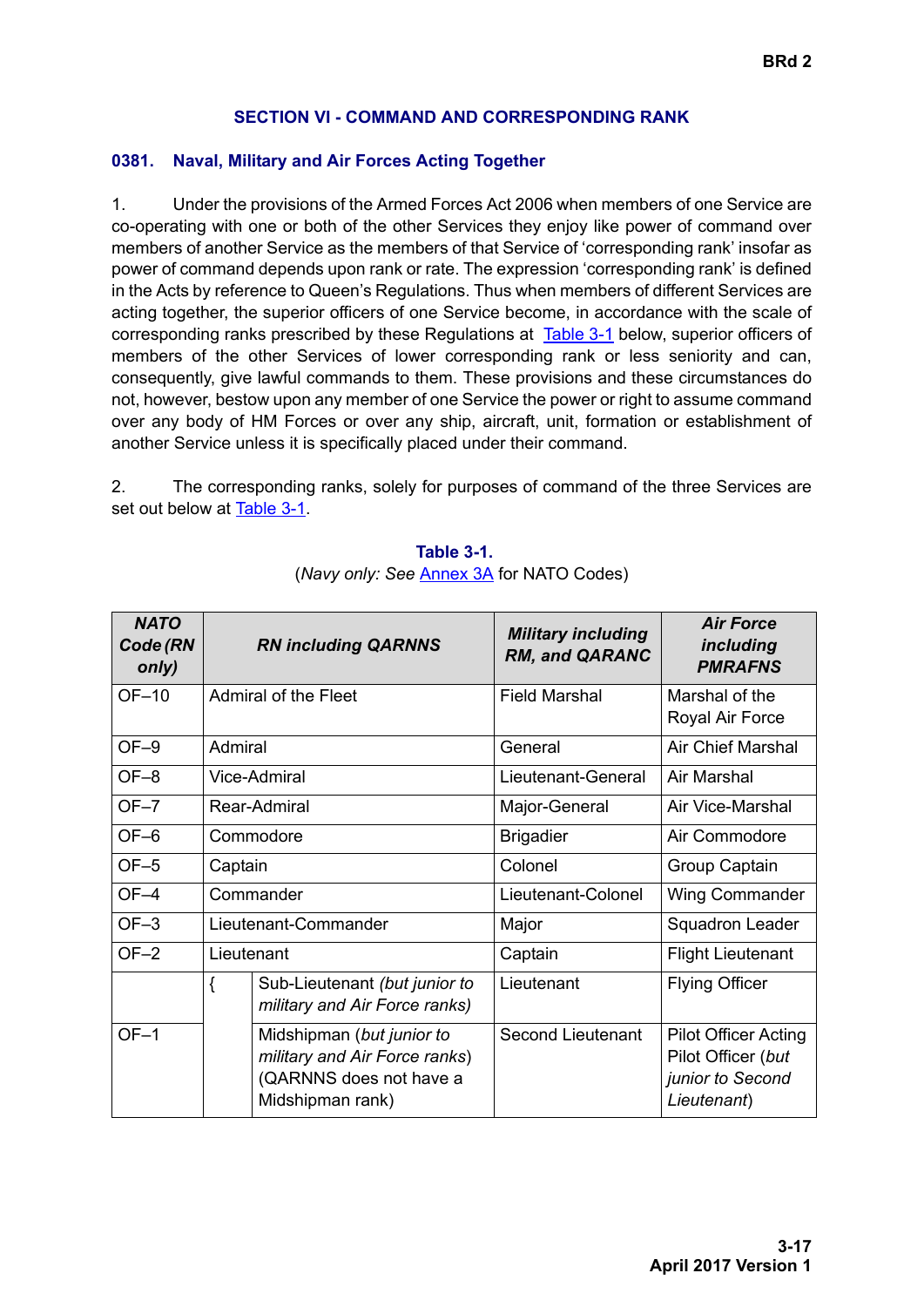## SECTION VI - COMMAND AND CORRESPONDING RANK

### 0381. Naval, Military and Air Forces Acting Together

1. Under the provisions of the Armed Forces Act 2006 when members of one Service are co-operating with one or both of the other Services they enjoy like power of command over members of another Service as the members of that Service of 'corresponding rank' insofar as power of command depends upon rank or rate. The expression 'corresponding rank' is defined in the Acts by reference to Queen's Regulations. Thus when members of different Services are acting together, the superior officers of one Service become, in accordance with the scale of corresponding ranks prescribed by these Regulations at Table 3-1 below, superior officers of members of the other Services of lower corresponding rank or less seniority and can, consequently, give lawful commands to them. These provisions and these circumstances do not, however, bestow upon any member of one Service the power or right to assume command over any body of HM Forces or over any ship, aircraft, unit, formation or establishment of another Service unless it is specifically placed under their command.

2. The corresponding ranks, solely for purposes of command of the three Services are set out below at Table 3-1.

**Table 3-1.**
(*Navy only: See* Annex 3A for NATO Codes)

| ***NATO Code (RN only)*** | ***RN including QARNNS*** | | ***Military including RM, and QARANC*** | ***Air Force including PMRAFNS*** |
|---|---|---|---|---|
| OF–10 | Admiral of the Fleet | | Field Marshal | Marshal of the Royal Air Force |
| OF–9 | Admiral | | General | Air Chief Marshal |
| OF–8 | Vice-Admiral | | Lieutenant-General | Air Marshal |
| OF–7 | Rear-Admiral | | Major-General | Air Vice-Marshal |
| OF–6 | Commodore | | Brigadier | Air Commodore |
| OF–5 | Captain | | Colonel | Group Captain |
| OF–4 | Commander | | Lieutenant-Colonel | Wing Commander |
| OF–3 | Lieutenant-Commander | | Major | Squadron Leader |
| OF–2 | Lieutenant | | Captain | Flight Lieutenant |
| | { | Sub-Lieutenant *(but junior to military and Air Force ranks)* | Lieutenant | Flying Officer |
| OF–1 | | Midshipman (*but junior to military and Air Force ranks*) (QARNNS does not have a Midshipman rank) | Second Lieutenant | Pilot Officer Acting Pilot Officer (*but junior to Second Lieutenant*) |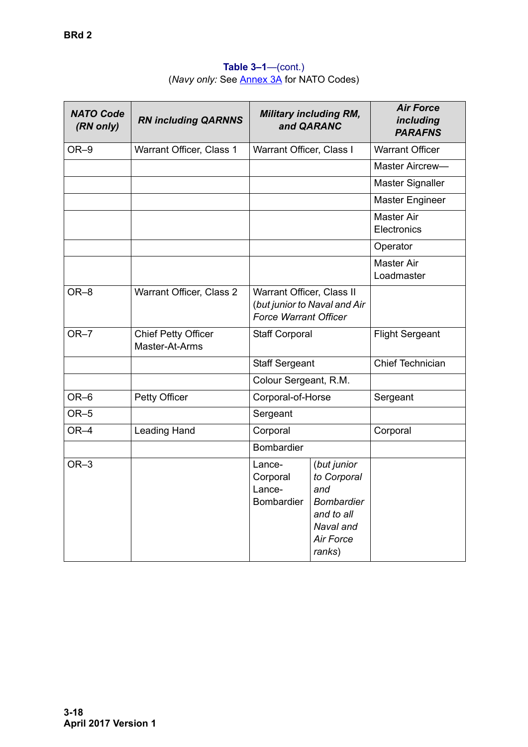**Table 3–1**—(cont.)
(*Navy only:* See Annex 3A for NATO Codes)

| *NATO Code (RN only)* | *RN including QARNNS* | *Military including RM, and QARANC* | | *Air Force including PARAFNS* |
|---|---|---|---|---|
| OR–9 | Warrant Officer, Class 1 | Warrant Officer, Class I | | Warrant Officer |
| | | | | Master Aircrew— |
| | | | | Master Signaller |
| | | | | Master Engineer |
| | | | | Master Air Electronics |
| | | | | Operator |
| | | | | Master Air Loadmaster |
| OR–8 | Warrant Officer, Class 2 | Warrant Officer, Class II (*but junior to Naval and Air Force Warrant Officer* | | |
| OR–7 | Chief Petty Officer Master-At-Arms | Staff Corporal | | Flight Sergeant |
| | | Staff Sergeant | | Chief Technician |
| | | Colour Sergeant, R.M. | | |
| OR–6 | Petty Officer | Corporal-of-Horse | | Sergeant |
| OR–5 | | Sergeant | | |
| OR–4 | Leading Hand | Corporal | | Corporal |
| | | Bombardier | | |
| OR–3 | | Lance-Corporal Lance-Bombardier | (*but junior to Corporal and Bombardier and to all Naval and Air Force ranks*) | |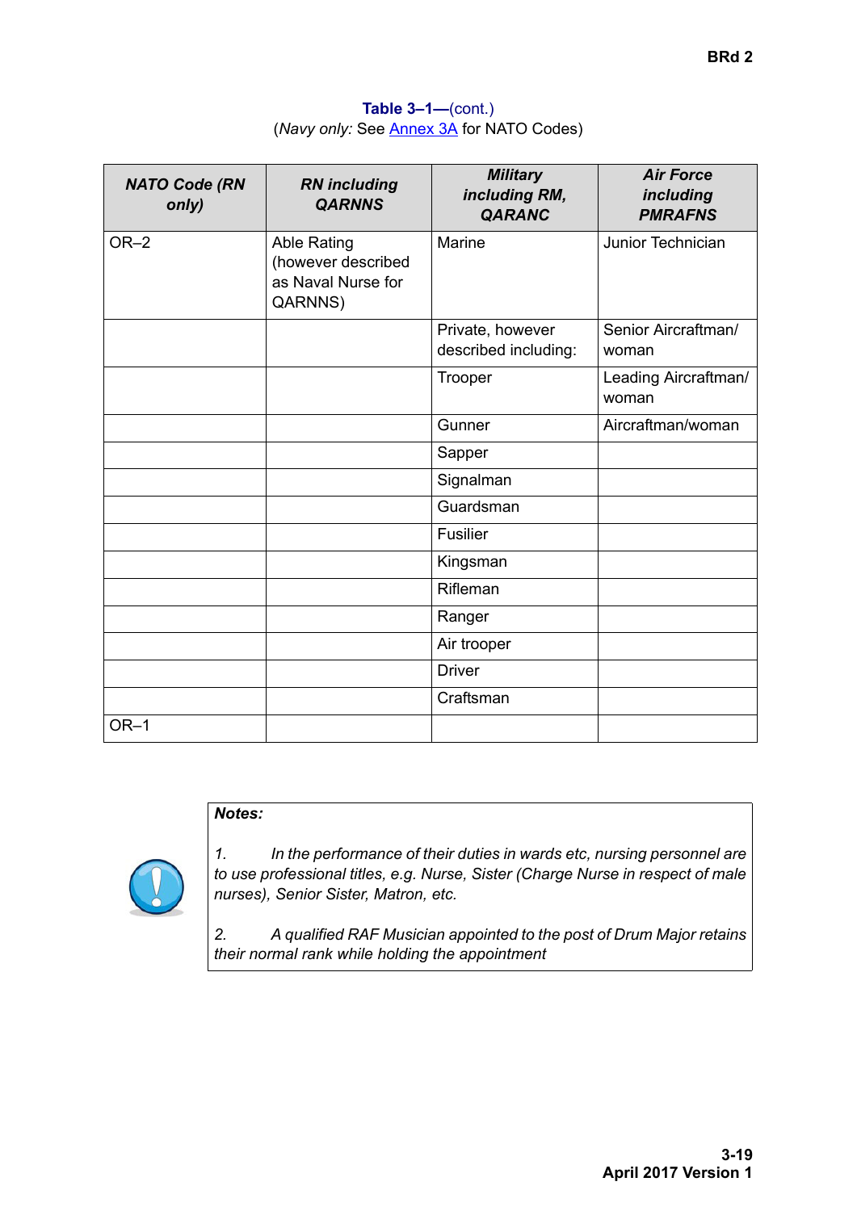**Table 3–1—**(cont.)

(*Navy only:* See Annex 3A for NATO Codes)

| *NATO Code (RN only)* | *RN including QARNNS* | *Military including RM, QARANC* | *Air Force including PMRAFNS* |
|---|---|---|---|
| OR–2 | Able Rating (however described as Naval Nurse for QARNNS) | Marine | Junior Technician |
| | | Private, however described including: | Senior Aircraftman/ woman |
| | | Trooper | Leading Aircraftman/ woman |
| | | Gunner | Aircraftman/woman |
| | | Sapper | |
| | | Signalman | |
| | | Guardsman | |
| | | Fusilier | |
| | | Kingsman | |
| | | Rifleman | |
| | | Ranger | |
| | | Air trooper | |
| | | Driver | |
| | | Craftsman | |
| OR–1 | | | |

***Notes:***

*1. In the performance of their duties in wards etc, nursing personnel are to use professional titles, e.g. Nurse, Sister (Charge Nurse in respect of male nurses), Senior Sister, Matron, etc.*

*2. A qualified RAF Musician appointed to the post of Drum Major retains their normal rank while holding the appointment*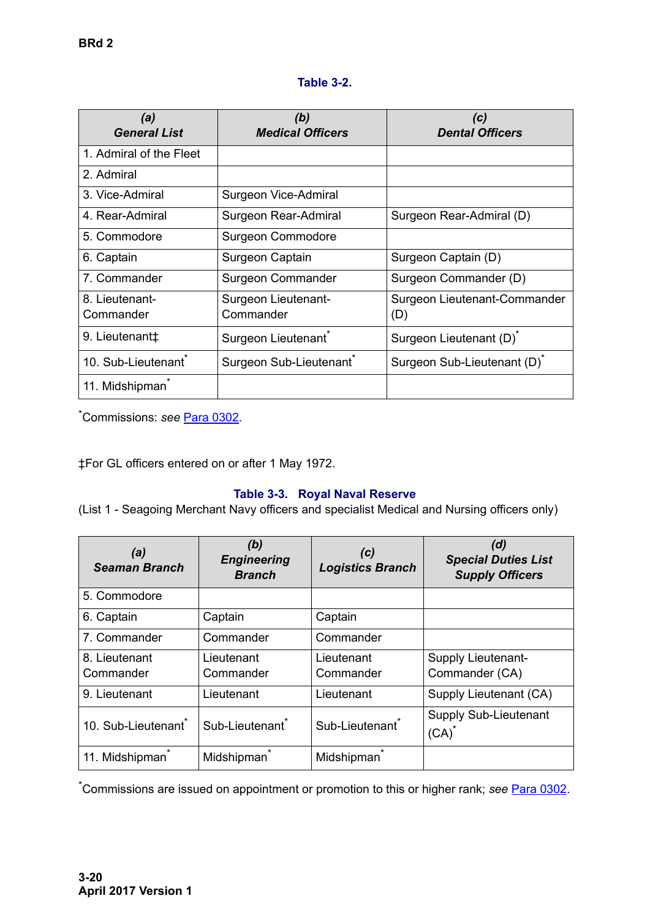**Table 3-2.**

| *(a)* *General List* | *(b)* *Medical Officers* | *(c)* *Dental Officers* |
|---|---|---|
| 1. Admiral of the Fleet | | |
| 2. Admiral | | |
| 3. Vice-Admiral | Surgeon Vice-Admiral | |
| 4. Rear-Admiral | Surgeon Rear-Admiral | Surgeon Rear-Admiral (D) |
| 5. Commodore | Surgeon Commodore | |
| 6. Captain | Surgeon Captain | Surgeon Captain (D) |
| 7. Commander | Surgeon Commander | Surgeon Commander (D) |
| 8. Lieutenant-Commander | Surgeon Lieutenant-Commander | Surgeon Lieutenant-Commander (D) |
| 9. Lieutenant‡ | Surgeon Lieutenant* | Surgeon Lieutenant (D)* |
| 10. Sub-Lieutenant* | Surgeon Sub-Lieutenant* | Surgeon Sub-Lieutenant (D)* |
| 11. Midshipman* | | |

*Commissions: *see* Para 0302.

‡For GL officers entered on or after 1 May 1972.

**Table 3-3. Royal Naval Reserve**

(List 1 - Seagoing Merchant Navy officers and specialist Medical and Nursing officers only)

| *(a)* *Seaman Branch* | *(b)* *Engineering Branch* | *(c)* *Logistics Branch* | *(d)* *Special Duties List Supply Officers* |
|---|---|---|---|
| 5. Commodore | | | |
| 6. Captain | Captain | Captain | |
| 7. Commander | Commander | Commander | |
| 8. Lieutenant Commander | Lieutenant Commander | Lieutenant Commander | Supply Lieutenant-Commander (CA) |
| 9. Lieutenant | Lieutenant | Lieutenant | Supply Lieutenant (CA) |
| 10. Sub-Lieutenant* | Sub-Lieutenant* | Sub-Lieutenant* | Supply Sub-Lieutenant (CA)* |
| 11. Midshipman* | Midshipman* | Midshipman* | |

*Commissions are issued on appointment or promotion to this or higher rank; *see* Para 0302.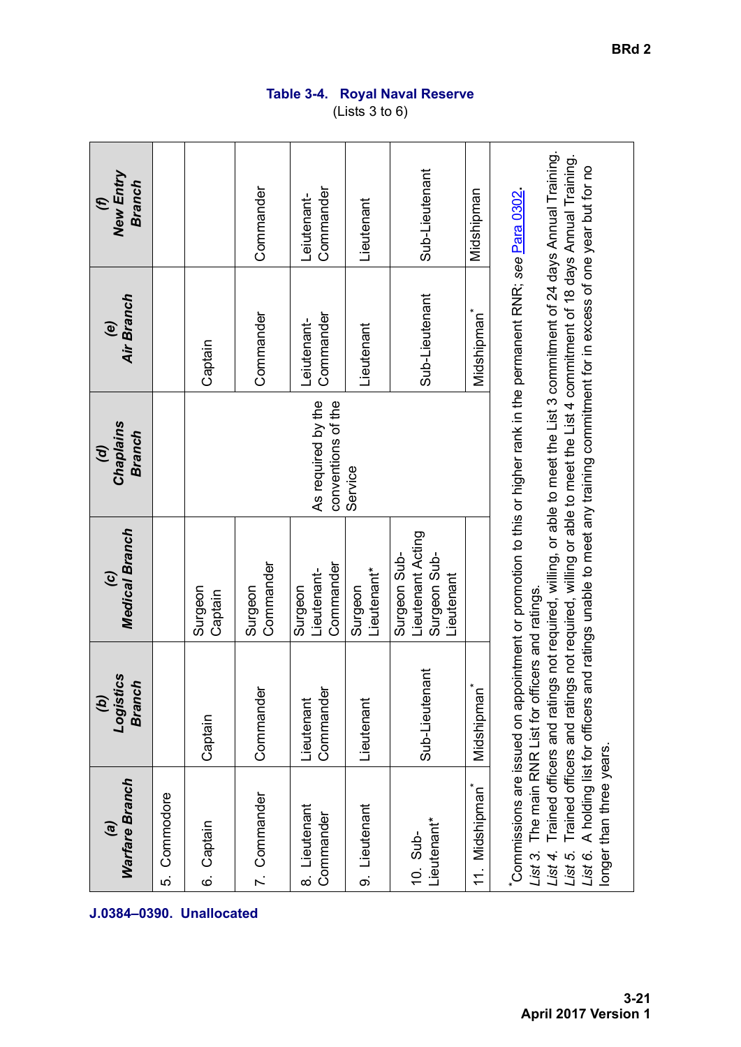**Table 3-4. Royal Naval Reserve**
(Lists 3 to 6)

| (a) Warfare Branch | (b) Logistics Branch | (c) Medical Branch | (d) Chaplains Branch | (e) Air Branch | (f) New Entry Branch |
|---|---|---|---|---|---|
| 5. Commodore | | | | | |
| 6. Captain | Captain | Surgeon Captain | | Captain | |
| 7. Commander | Commander | Surgeon Commander | | Commander | Commander |
| 8. Lieutenant Commander | Lieutenant Commander | Surgeon Lieutenant-Commander | As required by the conventions of the Service | Leiutenant-Commander | Leiutenant-Commander |
| 9. Lieutenant | Lieutenant | Surgeon Lieutenant* | | Lieutenant | Lieutenant |
| 10. Sub-Lieutenant* | Sub-Lieutenant | Surgeon Sub-Lieutenant Acting Surgeon Sub-Lieutenant | | Sub-Lieutenant | Sub-Lieutenant |
| 11. Midshipman* | Midshipman* | | | Midshipman* | Midshipman |

*Commissions are issued on appointment or promotion to this or higher rank in the permanent RNR; see Para 0302.

*List 3.* The main RNR List for officers and ratings.

*List 4.* Trained officers and ratings not required, willing, or able to meet the List 3 commitment of 24 days Annual Training.

*List 5.* Trained officers and ratings not required, willing or able to meet the List 4 commitment of 18 days Annual Training.

*List 6.* A holding list for officers and ratings unable to meet any training commitment for in excess of one year but for no longer than three years.

**J.0384–0390. Unallocated**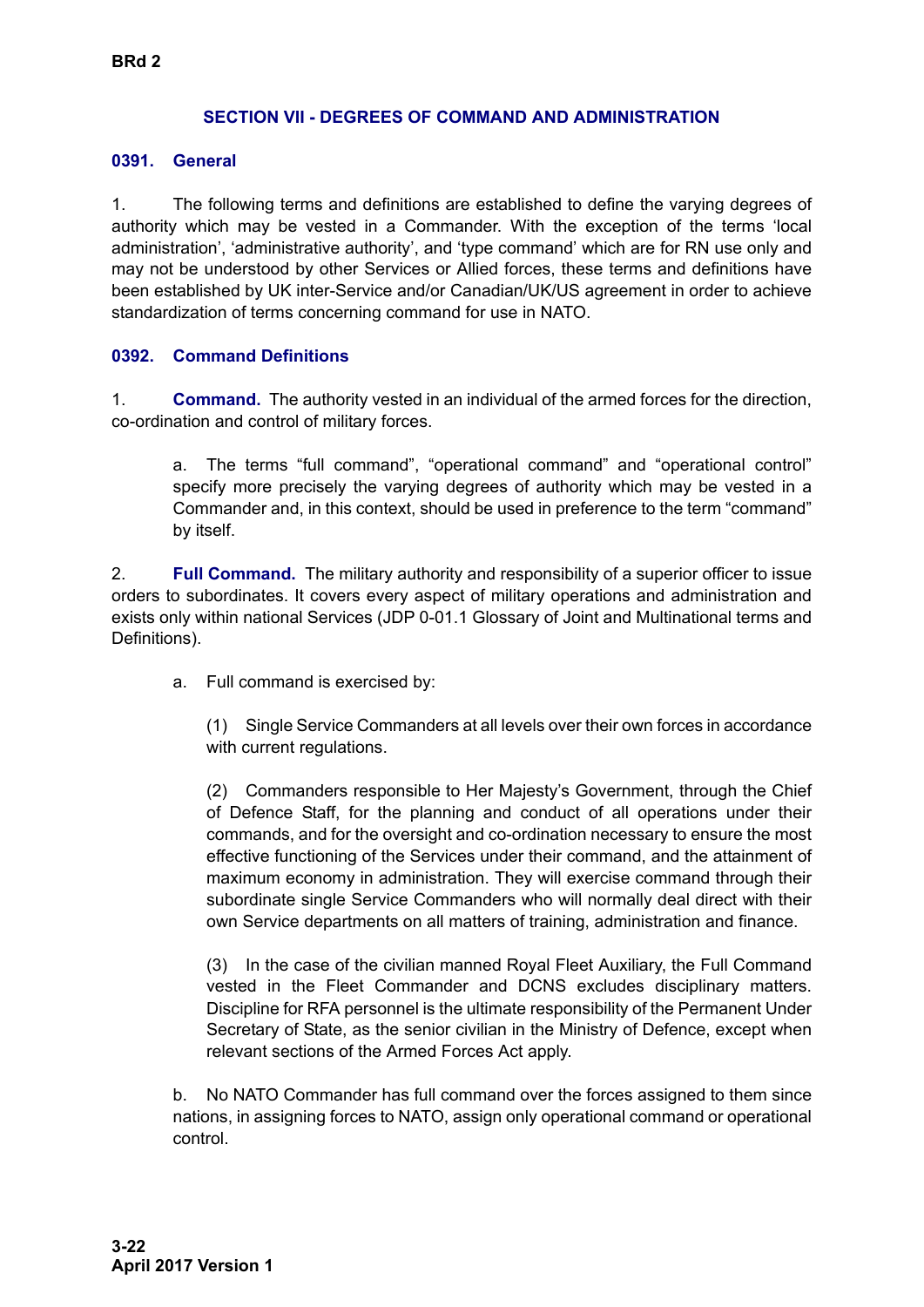## SECTION VII - DEGREES OF COMMAND AND ADMINISTRATION

### 0391. General

1. The following terms and definitions are established to define the varying degrees of authority which may be vested in a Commander. With the exception of the terms 'local administration', 'administrative authority', and 'type command' which are for RN use only and may not be understood by other Services or Allied forces, these terms and definitions have been established by UK inter-Service and/or Canadian/UK/US agreement in order to achieve standardization of terms concerning command for use in NATO.

### 0392. Command Definitions

1. **Command.** The authority vested in an individual of the armed forces for the direction, co-ordination and control of military forces.

   a. The terms "full command", "operational command" and "operational control" specify more precisely the varying degrees of authority which may be vested in a Commander and, in this context, should be used in preference to the term "command" by itself.

2. **Full Command.** The military authority and responsibility of a superior officer to issue orders to subordinates. It covers every aspect of military operations and administration and exists only within national Services (JDP 0-01.1 Glossary of Joint and Multinational terms and Definitions).

   a. Full command is exercised by:

      (1) Single Service Commanders at all levels over their own forces in accordance with current regulations.

      (2) Commanders responsible to Her Majesty's Government, through the Chief of Defence Staff, for the planning and conduct of all operations under their commands, and for the oversight and co-ordination necessary to ensure the most effective functioning of the Services under their command, and the attainment of maximum economy in administration. They will exercise command through their subordinate single Service Commanders who will normally deal direct with their own Service departments on all matters of training, administration and finance.

      (3) In the case of the civilian manned Royal Fleet Auxiliary, the Full Command vested in the Fleet Commander and DCNS excludes disciplinary matters. Discipline for RFA personnel is the ultimate responsibility of the Permanent Under Secretary of State, as the senior civilian in the Ministry of Defence, except when relevant sections of the Armed Forces Act apply.

   b. No NATO Commander has full command over the forces assigned to them since nations, in assigning forces to NATO, assign only operational command or operational control.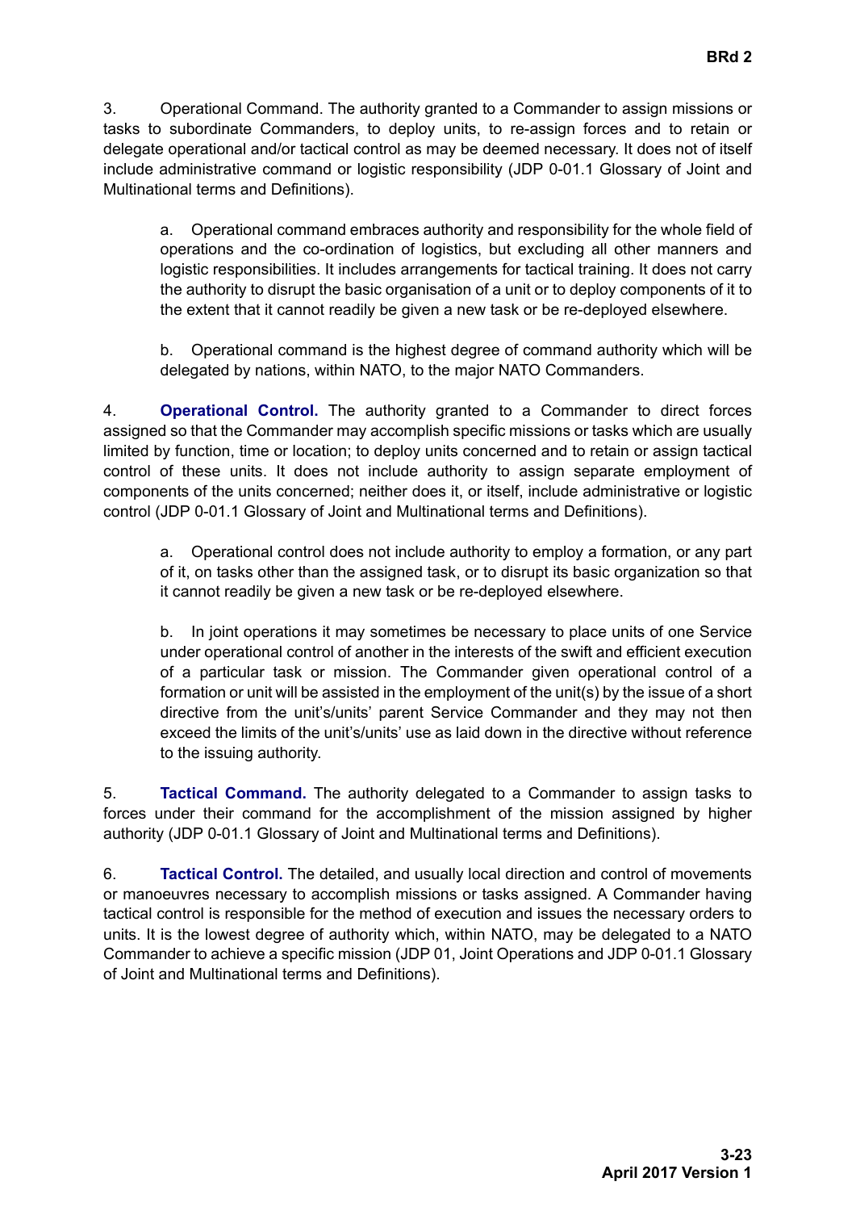3. Operational Command. The authority granted to a Commander to assign missions or tasks to subordinate Commanders, to deploy units, to re-assign forces and to retain or delegate operational and/or tactical control as may be deemed necessary. It does not of itself include administrative command or logistic responsibility (JDP 0-01.1 Glossary of Joint and Multinational terms and Definitions).

a. Operational command embraces authority and responsibility for the whole field of operations and the co-ordination of logistics, but excluding all other manners and logistic responsibilities. It includes arrangements for tactical training. It does not carry the authority to disrupt the basic organisation of a unit or to deploy components of it to the extent that it cannot readily be given a new task or be re-deployed elsewhere.

b. Operational command is the highest degree of command authority which will be delegated by nations, within NATO, to the major NATO Commanders.

4. **Operational Control.** The authority granted to a Commander to direct forces assigned so that the Commander may accomplish specific missions or tasks which are usually limited by function, time or location; to deploy units concerned and to retain or assign tactical control of these units. It does not include authority to assign separate employment of components of the units concerned; neither does it, or itself, include administrative or logistic control (JDP 0-01.1 Glossary of Joint and Multinational terms and Definitions).

a. Operational control does not include authority to employ a formation, or any part of it, on tasks other than the assigned task, or to disrupt its basic organization so that it cannot readily be given a new task or be re-deployed elsewhere.

b. In joint operations it may sometimes be necessary to place units of one Service under operational control of another in the interests of the swift and efficient execution of a particular task or mission. The Commander given operational control of a formation or unit will be assisted in the employment of the unit(s) by the issue of a short directive from the unit's/units' parent Service Commander and they may not then exceed the limits of the unit's/units' use as laid down in the directive without reference to the issuing authority.

5. **Tactical Command.** The authority delegated to a Commander to assign tasks to forces under their command for the accomplishment of the mission assigned by higher authority (JDP 0-01.1 Glossary of Joint and Multinational terms and Definitions).

6. **Tactical Control.** The detailed, and usually local direction and control of movements or manoeuvres necessary to accomplish missions or tasks assigned. A Commander having tactical control is responsible for the method of execution and issues the necessary orders to units. It is the lowest degree of authority which, within NATO, may be delegated to a NATO Commander to achieve a specific mission (JDP 01, Joint Operations and JDP 0-01.1 Glossary of Joint and Multinational terms and Definitions).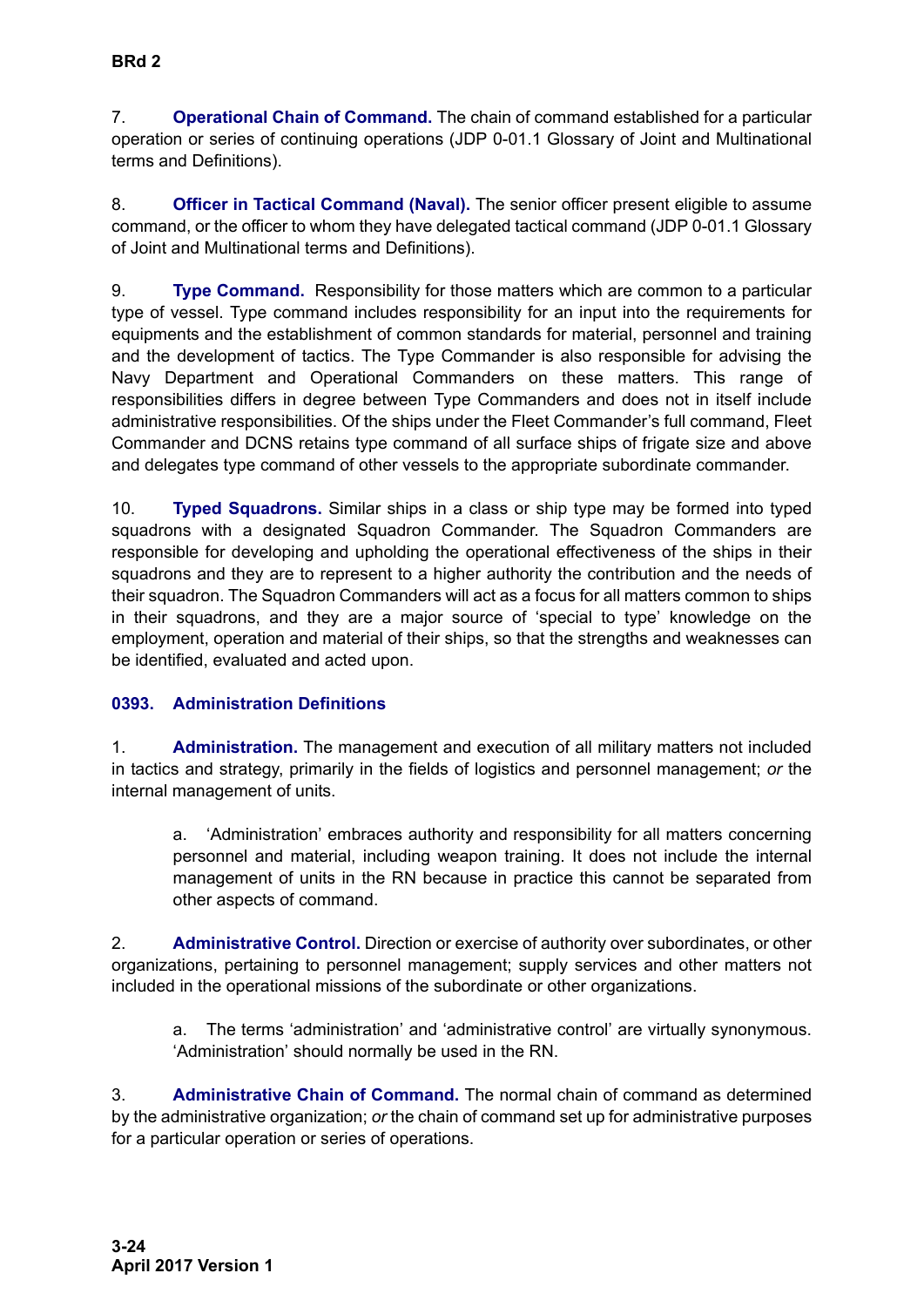7. **Operational Chain of Command.** The chain of command established for a particular operation or series of continuing operations (JDP 0-01.1 Glossary of Joint and Multinational terms and Definitions).

8. **Officer in Tactical Command (Naval).** The senior officer present eligible to assume command, or the officer to whom they have delegated tactical command (JDP 0-01.1 Glossary of Joint and Multinational terms and Definitions).

9. **Type Command.** Responsibility for those matters which are common to a particular type of vessel. Type command includes responsibility for an input into the requirements for equipments and the establishment of common standards for material, personnel and training and the development of tactics. The Type Commander is also responsible for advising the Navy Department and Operational Commanders on these matters. This range of responsibilities differs in degree between Type Commanders and does not in itself include administrative responsibilities. Of the ships under the Fleet Commander's full command, Fleet Commander and DCNS retains type command of all surface ships of frigate size and above and delegates type command of other vessels to the appropriate subordinate commander.

10. **Typed Squadrons.** Similar ships in a class or ship type may be formed into typed squadrons with a designated Squadron Commander. The Squadron Commanders are responsible for developing and upholding the operational effectiveness of the ships in their squadrons and they are to represent to a higher authority the contribution and the needs of their squadron. The Squadron Commanders will act as a focus for all matters common to ships in their squadrons, and they are a major source of 'special to type' knowledge on the employment, operation and material of their ships, so that the strengths and weaknesses can be identified, evaluated and acted upon.

### 0393. Administration Definitions

1. **Administration.** The management and execution of all military matters not included in tactics and strategy, primarily in the fields of logistics and personnel management; *or* the internal management of units.

    a. 'Administration' embraces authority and responsibility for all matters concerning personnel and material, including weapon training. It does not include the internal management of units in the RN because in practice this cannot be separated from other aspects of command.

2. **Administrative Control.** Direction or exercise of authority over subordinates, or other organizations, pertaining to personnel management; supply services and other matters not included in the operational missions of the subordinate or other organizations.

    a. The terms 'administration' and 'administrative control' are virtually synonymous. 'Administration' should normally be used in the RN.

3. **Administrative Chain of Command.** The normal chain of command as determined by the administrative organization; *or* the chain of command set up for administrative purposes for a particular operation or series of operations.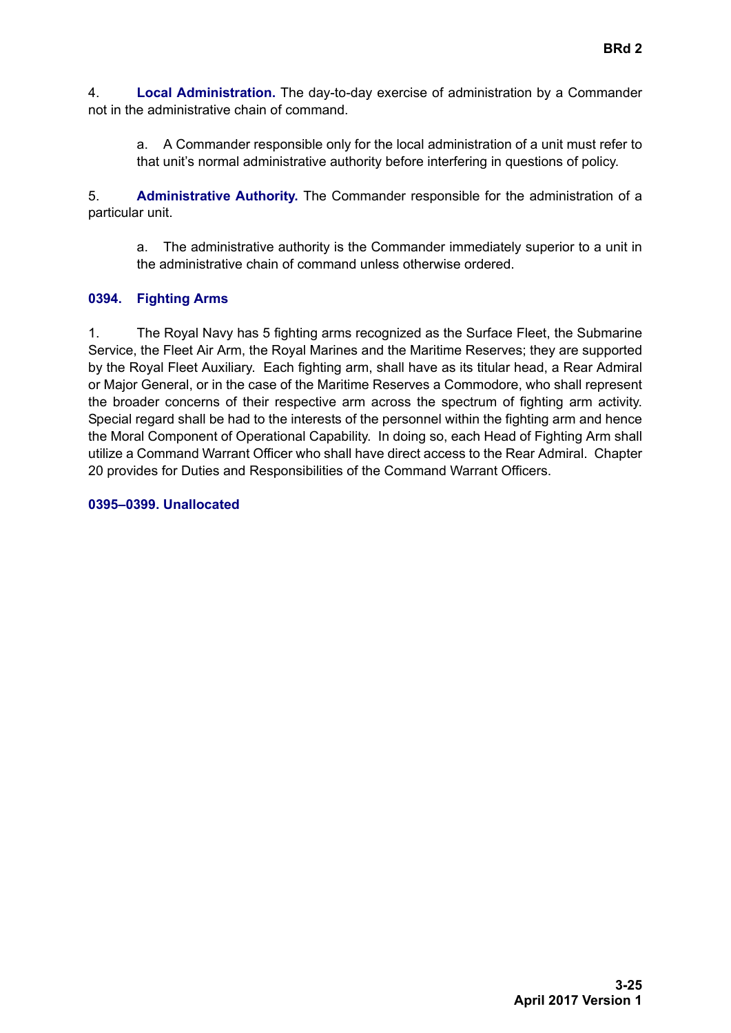4. **Local Administration.** The day-to-day exercise of administration by a Commander not in the administrative chain of command.

   a. A Commander responsible only for the local administration of a unit must refer to that unit's normal administrative authority before interfering in questions of policy.

5. **Administrative Authority.** The Commander responsible for the administration of a particular unit.

   a. The administrative authority is the Commander immediately superior to a unit in the administrative chain of command unless otherwise ordered.

### 0394. Fighting Arms

1. The Royal Navy has 5 fighting arms recognized as the Surface Fleet, the Submarine Service, the Fleet Air Arm, the Royal Marines and the Maritime Reserves; they are supported by the Royal Fleet Auxiliary. Each fighting arm, shall have as its titular head, a Rear Admiral or Major General, or in the case of the Maritime Reserves a Commodore, who shall represent the broader concerns of their respective arm across the spectrum of fighting arm activity. Special regard shall be had to the interests of the personnel within the fighting arm and hence the Moral Component of Operational Capability. In doing so, each Head of Fighting Arm shall utilize a Command Warrant Officer who shall have direct access to the Rear Admiral. Chapter 20 provides for Duties and Responsibilities of the Command Warrant Officers.

### 0395–0399. Unallocated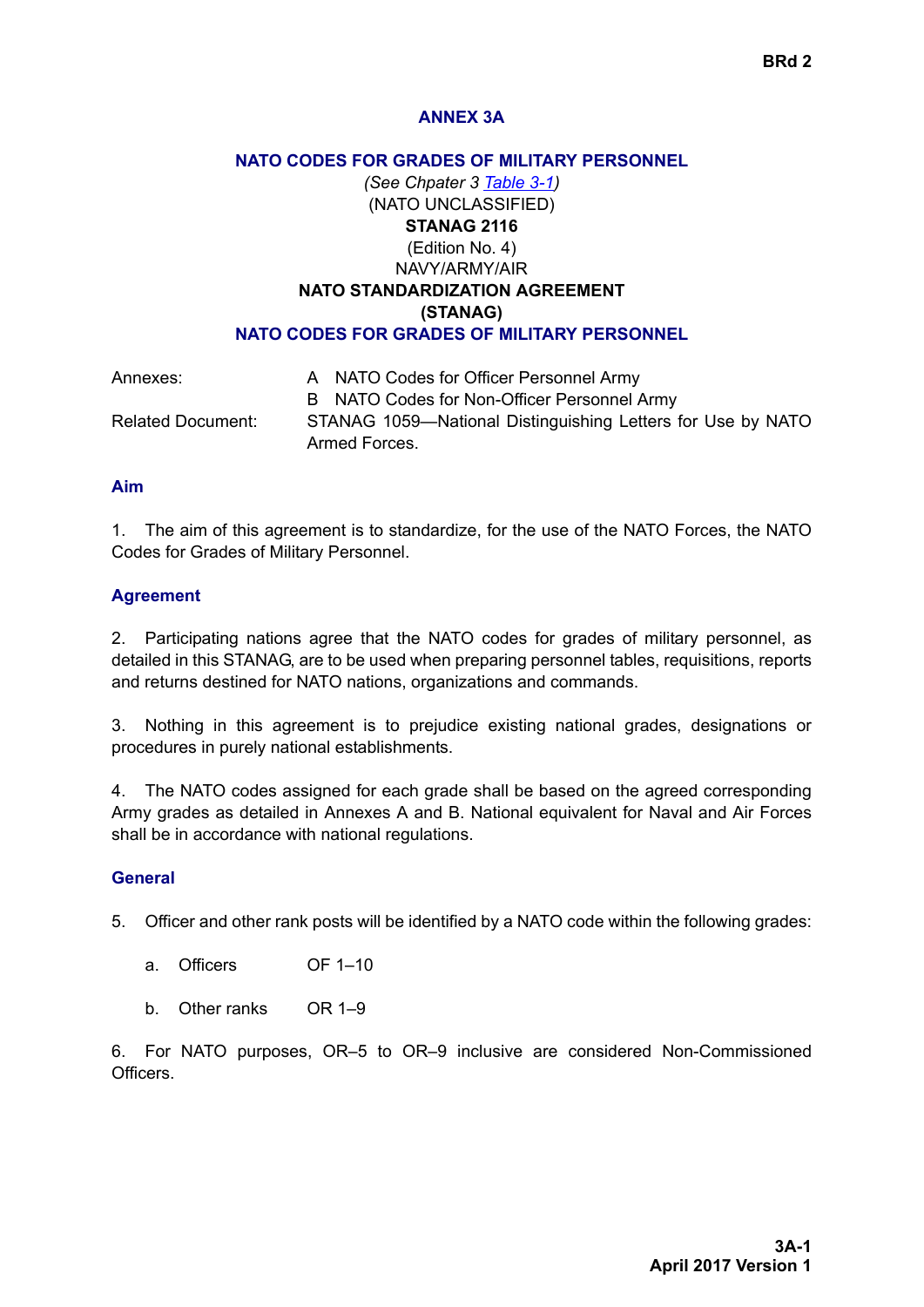# ANNEX 3A

## NATO CODES FOR GRADES OF MILITARY PERSONNEL

*(See Chpater 3 Table 3-1)*

(NATO UNCLASSIFIED)

**STANAG 2116**

(Edition No. 4)

NAVY/ARMY/AIR

**NATO STANDARDIZATION AGREEMENT**

**(STANAG)**

## NATO CODES FOR GRADES OF MILITARY PERSONNEL

| | |
|---|---|
| Annexes: | A NATO Codes for Officer Personnel Army |
| | B NATO Codes for Non-Officer Personnel Army |
| Related Document: | STANAG 1059—National Distinguishing Letters for Use by NATO Armed Forces. |

### Aim

1. The aim of this agreement is to standardize, for the use of the NATO Forces, the NATO Codes for Grades of Military Personnel.

### Agreement

2. Participating nations agree that the NATO codes for grades of military personnel, as detailed in this STANAG, are to be used when preparing personnel tables, requisitions, reports and returns destined for NATO nations, organizations and commands.

3. Nothing in this agreement is to prejudice existing national grades, designations or procedures in purely national establishments.

4. The NATO codes assigned for each grade shall be based on the agreed corresponding Army grades as detailed in Annexes A and B. National equivalent for Naval and Air Forces shall be in accordance with national regulations.

### General

5. Officer and other rank posts will be identified by a NATO code within the following grades:

   a. Officers OF 1–10

   b. Other ranks OR 1–9

6. For NATO purposes, OR–5 to OR–9 inclusive are considered Non-Commissioned Officers.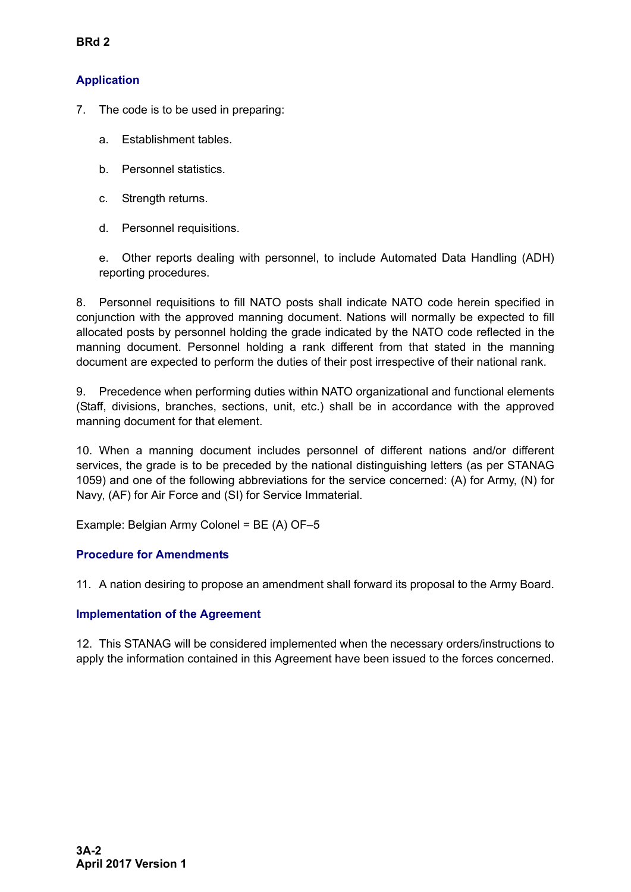## Application

7. The code is to be used in preparing:

   a. Establishment tables.

   b. Personnel statistics.

   c. Strength returns.

   d. Personnel requisitions.

   e. Other reports dealing with personnel, to include Automated Data Handling (ADH) reporting procedures.

8. Personnel requisitions to fill NATO posts shall indicate NATO code herein specified in conjunction with the approved manning document. Nations will normally be expected to fill allocated posts by personnel holding the grade indicated by the NATO code reflected in the manning document. Personnel holding a rank different from that stated in the manning document are expected to perform the duties of their post irrespective of their national rank.

9. Precedence when performing duties within NATO organizational and functional elements (Staff, divisions, branches, sections, unit, etc.) shall be in accordance with the approved manning document for that element.

10. When a manning document includes personnel of different nations and/or different services, the grade is to be preceded by the national distinguishing letters (as per STANAG 1059) and one of the following abbreviations for the service concerned: (A) for Army, (N) for Navy, (AF) for Air Force and (SI) for Service Immaterial.

Example: Belgian Army Colonel = BE (A) OF–5

## Procedure for Amendments

11. A nation desiring to propose an amendment shall forward its proposal to the Army Board.

## Implementation of the Agreement

12. This STANAG will be considered implemented when the necessary orders/instructions to apply the information contained in this Agreement have been issued to the forces concerned.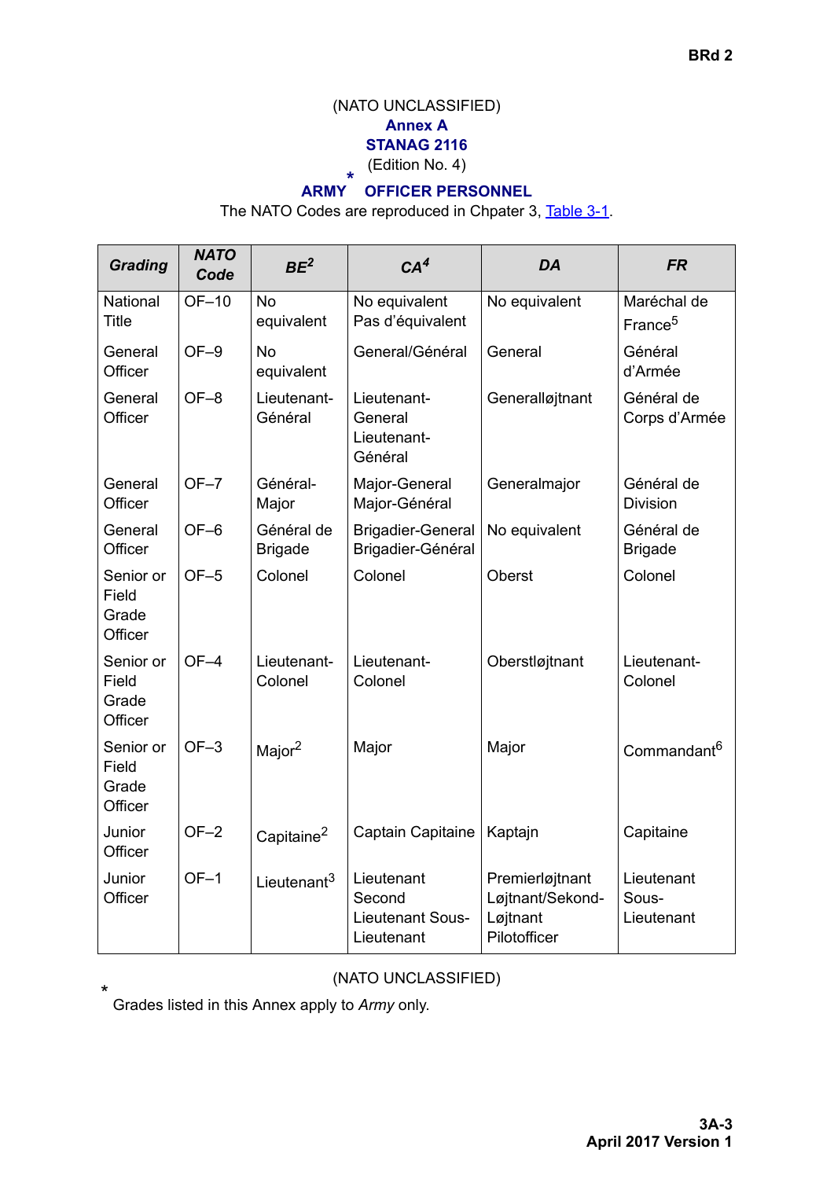(NATO UNCLASSIFIED)

**Annex A**

**STANAG 2116**

(Edition No. 4)

## ARMY* OFFICER PERSONNEL

The NATO Codes are reproduced in Chpater 3, Table 3-1.

| *Grading* | *NATO Code* | *BE*[2] | *CA*[4] | *DA* | *FR* |
|---|---|---|---|---|---|
| National Title | OF–10 | No equivalent | No equivalent Pas d'équivalent | No equivalent | Maréchal de France[5] |
| General Officer | OF–9 | No equivalent | General/Général | General | Général d'Armée |
| General Officer | OF–8 | Lieutenant-Général | Lieutenant-General Lieutenant-Général | Generalløjtnant | Général de Corps d'Armée |
| General Officer | OF–7 | Général-Major | Major-General Major-Général | Generalmajor | Général de Division |
| General Officer | OF–6 | Général de Brigade | Brigadier-General Brigadier-Général | No equivalent | Général de Brigade |
| Senior or Field Grade Officer | OF–5 | Colonel | Colonel | Oberst | Colonel |
| Senior or Field Grade Officer | OF–4 | Lieutenant-Colonel | Lieutenant-Colonel | Oberstløjtnant | Lieutenant-Colonel |
| Senior or Field Grade Officer | OF–3 | Major[2] | Major | Major | Commandant[6] |
| Junior Officer | OF–2 | Capitaine[2] | Captain Capitaine | Kaptajn | Capitaine |
| Junior Officer | OF–1 | Lieutenant[3] | Lieutenant Second Lieutenant Sous-Lieutenant | Premierløjtnant Løjtnant/Sekond-Løjtnant Pilotofficer | Lieutenant Sous-Lieutenant |

(NATO UNCLASSIFIED)

\* Grades listed in this Annex apply to *Army* only.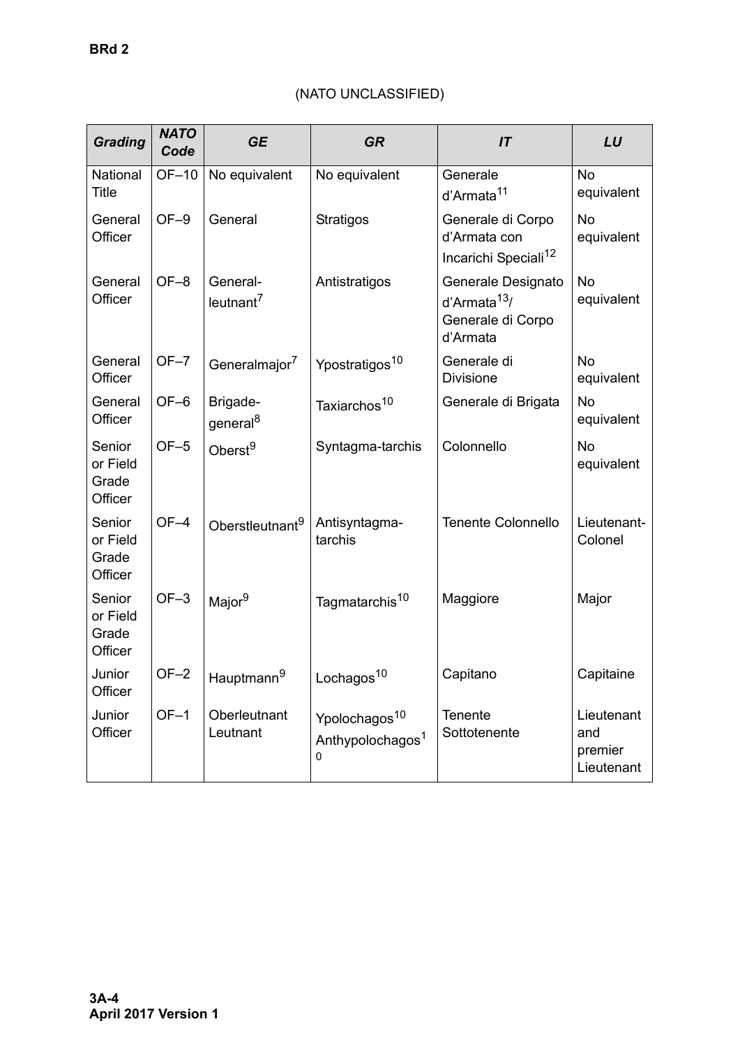(NATO UNCLASSIFIED)

| *Grading* | *NATO Code* | *GE* | *GR* | *IT* | *LU* |
|---|---|---|---|---|---|
| National Title | OF–10 | No equivalent | No equivalent | Generale d'Armata[11] | No equivalent |
| General Officer | OF–9 | General | Stratigos | Generale di Corpo d'Armata con Incarichi Speciali[12] | No equivalent |
| General Officer | OF–8 | General-leutnant[7] | Antistratigos | Generale Designato d'Armata[13]/ Generale di Corpo d'Armata | No equivalent |
| General Officer | OF–7 | Generalmajor[7] | Ypostratigos[10] | Generale di Divisione | No equivalent |
| General Officer | OF–6 | Brigade-general[8] | Taxiarchos[10] | Generale di Brigata | No equivalent |
| Senior or Field Grade Officer | OF–5 | Oberst[9] | Syntagma-tarchis | Colonnello | No equivalent |
| Senior or Field Grade Officer | OF–4 | Oberstleutnant[9] | Antisyntagma-tarchis | Tenente Colonnello | Lieutenant-Colonel |
| Senior or Field Grade Officer | OF–3 | Major[9] | Tagmatarchis[10] | Maggiore | Major |
| Junior Officer | OF–2 | Hauptmann[9] | Lochagos[10] | Capitano | Capitaine |
| Junior Officer | OF–1 | Oberleutnant Leutnant | Ypolochagos[10] Anthypolochagos[10] | Tenente Sottotenente | Lieutenant and premier Lieutenant |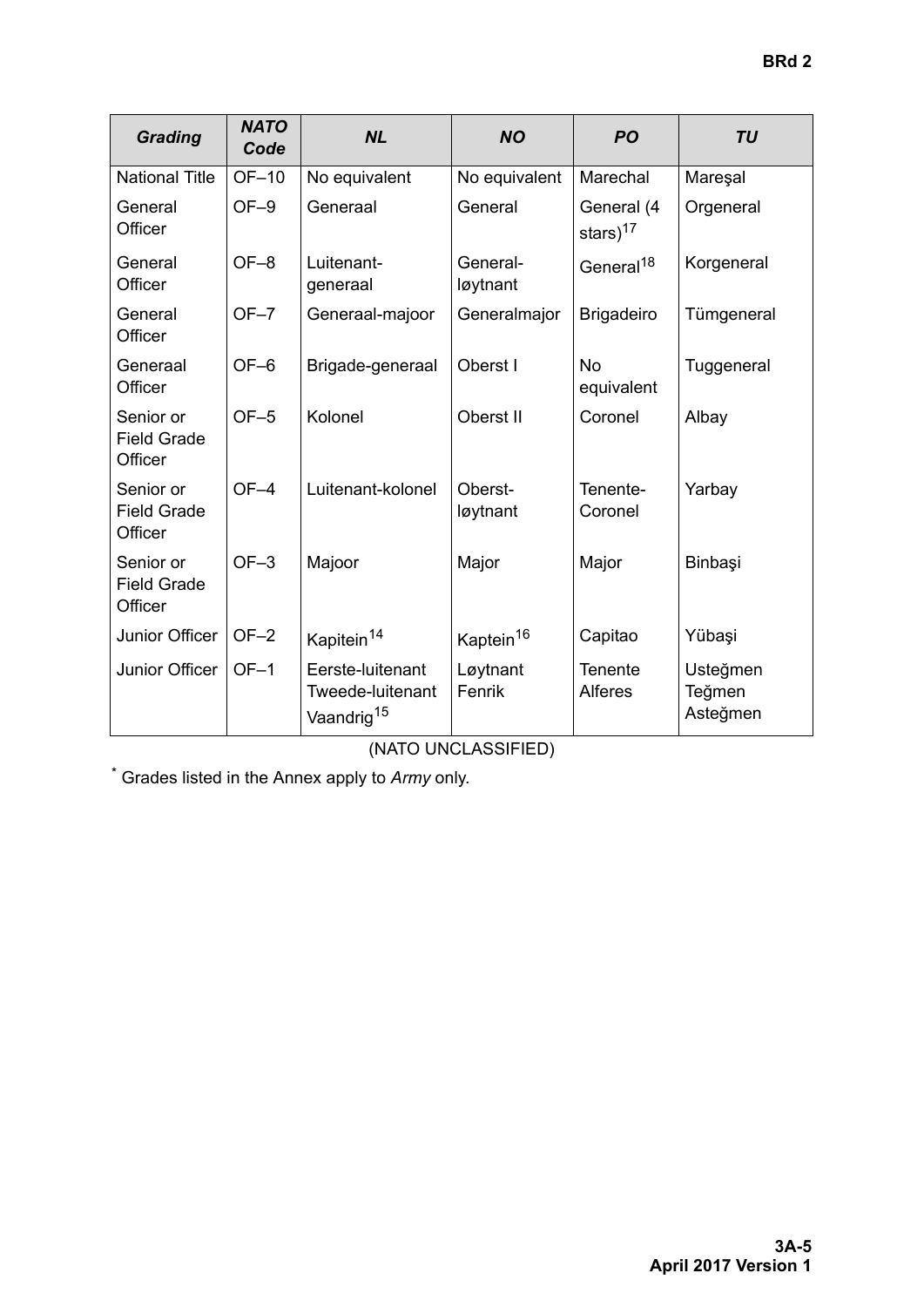| *Grading* | *NATO Code* | *NL* | *NO* | *PO* | *TU* |
|---|---|---|---|---|---|
| National Title | OF–10 | No equivalent | No equivalent | Marechal | Mareşal |
| General Officer | OF–9 | Generaal | General | General (4 stars)[17] | Orgeneral |
| General Officer | OF–8 | Luitenant-generaal | General-løytnant | General[18] | Korgeneral |
| General Officer | OF–7 | Generaal-majoor | Generalmajor | Brigadeiro | Tümgeneral |
| Generaal Officer | OF–6 | Brigade-generaal | Oberst I | No equivalent | Tuggeneral |
| Senior or Field Grade Officer | OF–5 | Kolonel | Oberst II | Coronel | Albay |
| Senior or Field Grade Officer | OF–4 | Luitenant-kolonel | Oberst-løytnant | Tenente-Coronel | Yarbay |
| Senior or Field Grade Officer | OF–3 | Majoor | Major | Major | Binbaşi |
| Junior Officer | OF–2 | Kapitein[14] | Kaptein[16] | Capitao | Yübaşi |
| Junior Officer | OF–1 | Eerste-luitenant Tweede-luitenant Vaandrig[15] | Løytnant Fenrik | Tenente Alferes | Usteğmen Teğmen Asteğmen |

(NATO UNCLASSIFIED)

[*] Grades listed in the Annex apply to *Army* only.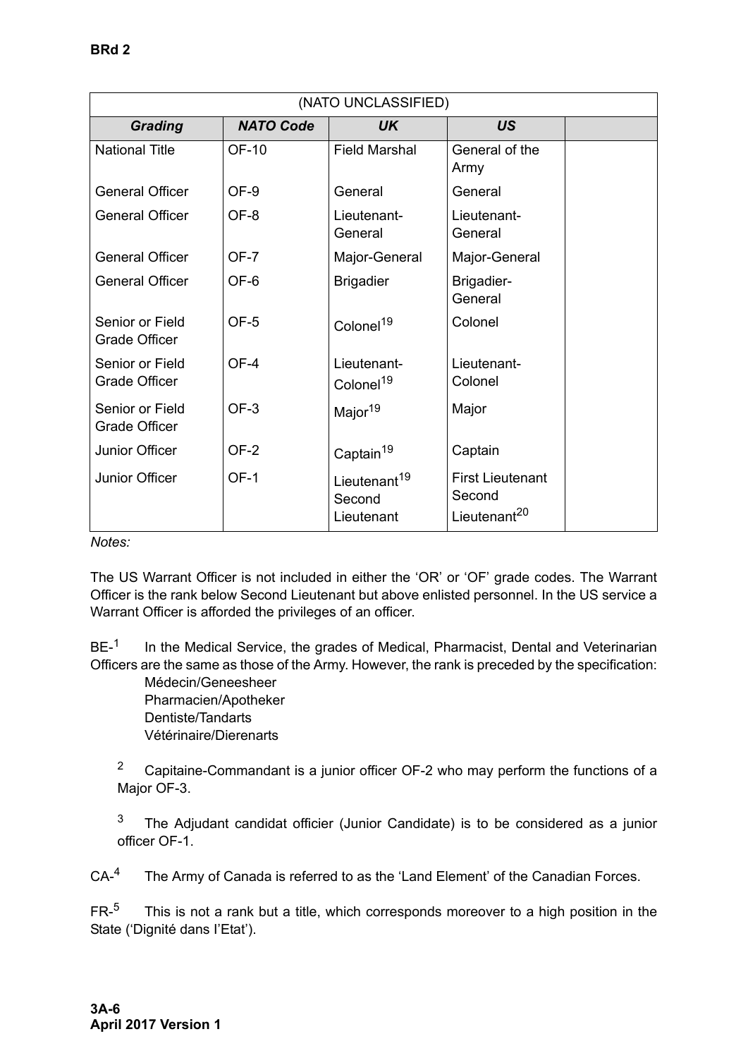| (NATO UNCLASSIFIED) | | | | |
|---|---|---|---|---|
| ***Grading*** | ***NATO Code*** | ***UK*** | ***US*** | |
| National Title | OF-10 | Field Marshal | General of the Army | |
| General Officer | OF-9 | General | General | |
| General Officer | OF-8 | Lieutenant-General | Lieutenant-General | |
| General Officer | OF-7 | Major-General | Major-General | |
| General Officer | OF-6 | Brigadier | Brigadier-General | |
| Senior or Field Grade Officer | OF-5 | Colonel[19] | Colonel | |
| Senior or Field Grade Officer | OF-4 | Lieutenant-Colonel[19] | Lieutenant-Colonel | |
| Senior or Field Grade Officer | OF-3 | Major[19] | Major | |
| Junior Officer | OF-2 | Captain[19] | Captain | |
| Junior Officer | OF-1 | Lieutenant[19] Second Lieutenant | First Lieutenant Second Lieutenant[20] | |

*Notes:*

The US Warrant Officer is not included in either the 'OR' or 'OF' grade codes. The Warrant Officer is the rank below Second Lieutenant but above enlisted personnel. In the US service a Warrant Officer is afforded the privileges of an officer.

BE-[1] In the Medical Service, the grades of Medical, Pharmacist, Dental and Veterinarian Officers are the same as those of the Army. However, the rank is preceded by the specification:

Médecin/Geneesheer
Pharmacien/Apotheker
Dentiste/Tandarts
Vétérinaire/Dierenarts

[2] Capitaine-Commandant is a junior officer OF-2 who may perform the functions of a Major OF-3.

[3] The Adjudant candidat officier (Junior Candidate) is to be considered as a junior officer OF-1.

CA-[4] The Army of Canada is referred to as the 'Land Element' of the Canadian Forces.

FR-[5] This is not a rank but a title, which corresponds moreover to a high position in the State ('Dignité dans l'Etat').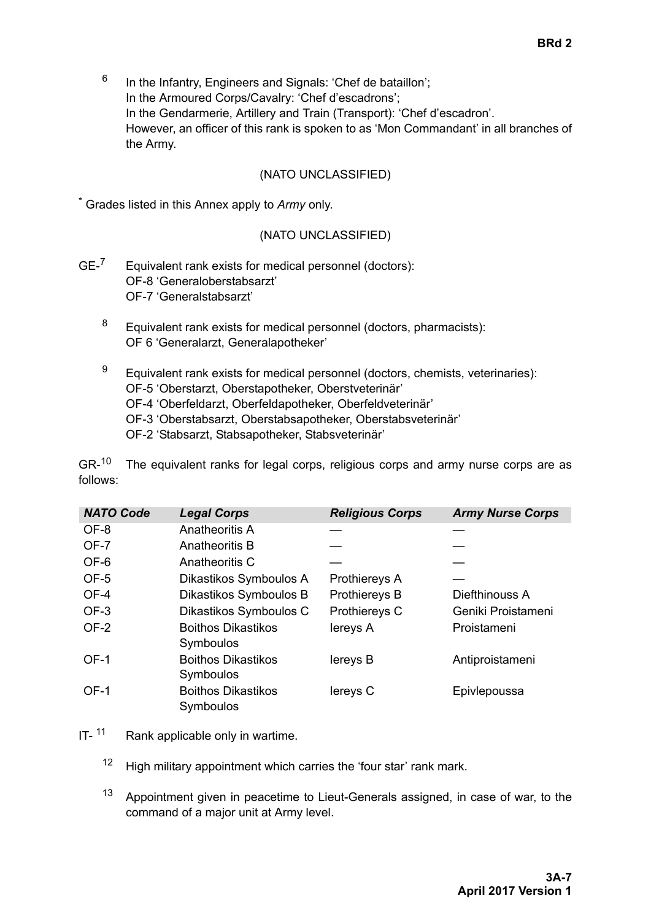[6] In the Infantry, Engineers and Signals: 'Chef de bataillon';
In the Armoured Corps/Cavalry: 'Chef d'escadrons';
In the Gendarmerie, Artillery and Train (Transport): 'Chef d'escadron'.
However, an officer of this rank is spoken to as 'Mon Commandant' in all branches of the Army.

(NATO UNCLASSIFIED)

* Grades listed in this Annex apply to *Army* only.

(NATO UNCLASSIFIED)

GE-[7] Equivalent rank exists for medical personnel (doctors):
OF-8 'Generaloberstabsarzt'
OF-7 'Generalstabsarzt'

[8] Equivalent rank exists for medical personnel (doctors, pharmacists):
OF 6 'Generalarzt, Generalapotheker'

[9] Equivalent rank exists for medical personnel (doctors, chemists, veterinaries):
OF-5 'Oberstarzt, Oberstapotheker, Oberstveterinär'
OF-4 'Oberfeldarzt, Oberfeldapotheker, Oberfeldveterinär'
OF-3 'Oberstabsarzt, Oberstabsapotheker, Oberstabsveterinär'
OF-2 'Stabsarzt, Stabsapotheker, Stabsveterinär'

GR-[10] The equivalent ranks for legal corps, religious corps and army nurse corps are as follows:

| *NATO Code* | *Legal Corps* | *Religious Corps* | *Army Nurse Corps* |
|---|---|---|---|
| OF-8 | Anatheoritis A | — | — |
| OF-7 | Anatheoritis B | — | — |
| OF-6 | Anatheoritis C | — | — |
| OF-5 | Dikastikos Symboulos A | Prothiereys A | — |
| OF-4 | Dikastikos Symboulos B | Prothiereys B | Diefthinouss A |
| OF-3 | Dikastikos Symboulos C | Prothiereys C | Geniki Proistameni |
| OF-2 | Boithos Dikastikos Symboulos | Iereys A | Proistameni |
| OF-1 | Boithos Dikastikos Symboulos | Iereys B | Antiproistameni |
| OF-1 | Boithos Dikastikos Symboulos | Iereys C | Epivlepoussa |

IT-[11] Rank applicable only in wartime.

[12] High military appointment which carries the 'four star' rank mark.

[13] Appointment given in peacetime to Lieut-Generals assigned, in case of war, to the command of a major unit at Army level.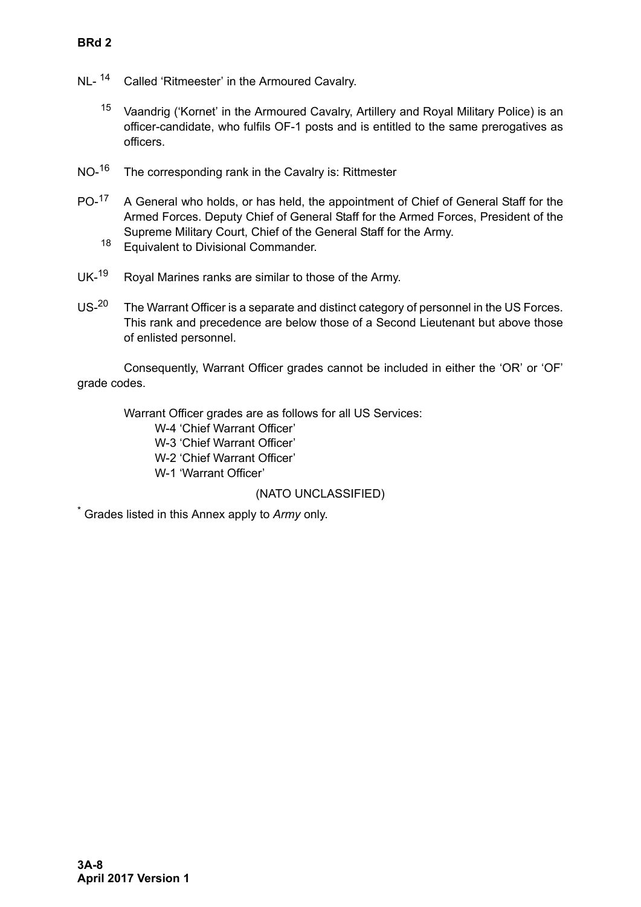NL- [14] Called 'Ritmeester' in the Armoured Cavalry.

[15] Vaandrig ('Kornet' in the Armoured Cavalry, Artillery and Royal Military Police) is an officer-candidate, who fulfils OF-1 posts and is entitled to the same prerogatives as officers.

NO-[16] The corresponding rank in the Cavalry is: Rittmester

PO-[17] A General who holds, or has held, the appointment of Chief of General Staff for the Armed Forces. Deputy Chief of General Staff for the Armed Forces, President of the Supreme Military Court, Chief of the General Staff for the Army.

[18] Equivalent to Divisional Commander.

UK-[19] Royal Marines ranks are similar to those of the Army.

US-[20] The Warrant Officer is a separate and distinct category of personnel in the US Forces. This rank and precedence are below those of a Second Lieutenant but above those of enlisted personnel.

Consequently, Warrant Officer grades cannot be included in either the 'OR' or 'OF' grade codes.

Warrant Officer grades are as follows for all US Services:

- W-4 'Chief Warrant Officer'
- W-3 'Chief Warrant Officer'
- W-2 'Chief Warrant Officer'
- W-1 'Warrant Officer'

(NATO UNCLASSIFIED)

[*] Grades listed in this Annex apply to *Army* only.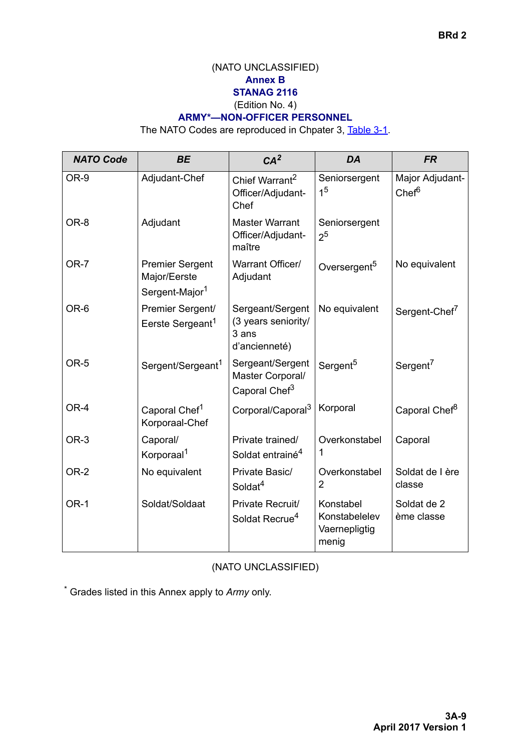(NATO UNCLASSIFIED)

**Annex B**

**STANAG 2116**

(Edition No. 4)

**ARMY*—NON-OFFICER PERSONNEL**

The NATO Codes are reproduced in Chpater 3, Table 3-1.

| NATO Code | BE | CA[2] | DA | FR |
|---|---|---|---|---|
| OR-9 | Adjudant-Chef | Chief Warrant[2] Officer/Adjudant-Chef | Seniorsergent 1[5] | Major Adjudant-Chef[6] |
| OR-8 | Adjudant | Master Warrant Officer/Adjudant-maître | Seniorsergent 2[5] | |
| OR-7 | Premier Sergent Major/Eerste Sergent-Major[1] | Warrant Officer/ Adjudant | Oversergent[5] | No equivalent |
| OR-6 | Premier Sergent/ Eerste Sergeant[1] | Sergeant/Sergent (3 years seniority/ 3 ans d'ancienneté) | No equivalent | Sergent-Chef[7] |
| OR-5 | Sergent/Sergeant[1] | Sergeant/Sergent Master Corporal/ Caporal Chef[3] | Sergent[5] | Sergent[7] |
| OR-4 | Caporal Chef[1] Korporaal-Chef | Corporal/Caporal[3] | Korporal | Caporal Chef[8] |
| OR-3 | Caporal/ Korporaal[1] | Private trained/ Soldat entrainé[4] | Overkonstabel 1 | Caporal |
| OR-2 | No equivalent | Private Basic/ Soldat[4] | Overkonstabel 2 | Soldat de l ère classe |
| OR-1 | Soldat/Soldaat | Private Recruit/ Soldat Recrue[4] | Konstabel Konstabelelev Vaernepligtig menig | Soldat de 2 ème classe |

(NATO UNCLASSIFIED)

* Grades listed in this Annex apply to *Army* only.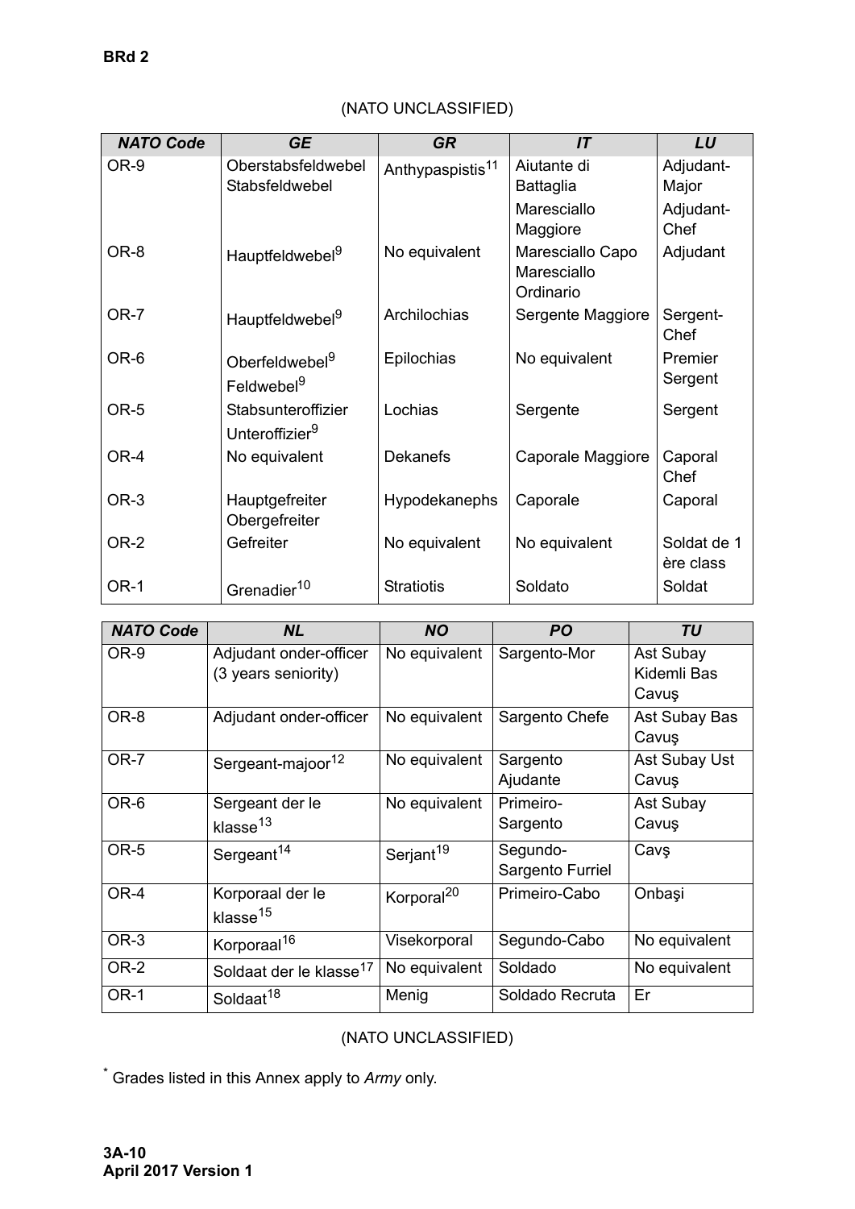(NATO UNCLASSIFIED)

| NATO Code | GE | GR | IT | LU |
|---|---|---|---|---|
| OR-9 | Oberstabsfeldwebel Stabsfeldwebel | Anthypaspistis[11] | Aiutante di Battaglia Maresciallo Maggiore | Adjudant-Major Adjudant-Chef |
| OR-8 | Hauptfeldwebel[9] | No equivalent | Maresciallo Capo Maresciallo Ordinario | Adjudant |
| OR-7 | Hauptfeldwebel[9] | Archilochias | Sergente Maggiore | Sergent-Chef |
| OR-6 | Oberfeldwebel[9] Feldwebel[9] | Epilochias | No equivalent | Premier Sergent |
| OR-5 | Stabsunteroffizier Unteroffizier[9] | Lochias | Sergente | Sergent |
| OR-4 | No equivalent | Dekanefs | Caporale Maggiore | Caporal Chef |
| OR-3 | Hauptgefreiter Obergefreiter | Hypodekanephs | Caporale | Caporal |
| OR-2 | Gefreiter | No equivalent | No equivalent | Soldat de 1 ère class |
| OR-1 | Grenadier[10] | Stratiotis | Soldato | Soldat |

| NATO Code | NL | NO | PO | TU |
|---|---|---|---|---|
| OR-9 | Adjudant onder-officer (3 years seniority) | No equivalent | Sargento-Mor | Ast Subay Kidemli Bas Cavuş |
| OR-8 | Adjudant onder-officer | No equivalent | Sargento Chefe | Ast Subay Bas Cavuş |
| OR-7 | Sergeant-majoor[12] | No equivalent | Sargento Ajudante | Ast Subay Ust Cavuş |
| OR-6 | Sergeant der le klasse[13] | No equivalent | Primeiro-Sargento | Ast Subay Cavuş |
| OR-5 | Sergeant[14] | Serjant[19] | Segundo-Sargento Furriel | Cavş |
| OR-4 | Korporaal der le klasse[15] | Korporal[20] | Primeiro-Cabo | Onbaşi |
| OR-3 | Korporaal[16] | Visekorporal | Segundo-Cabo | No equivalent |
| OR-2 | Soldaat der le klasse[17] | No equivalent | Soldado | No equivalent |
| OR-1 | Soldaat[18] | Menig | Soldado Recruta | Er |

(NATO UNCLASSIFIED)

* Grades listed in this Annex apply to *Army* only.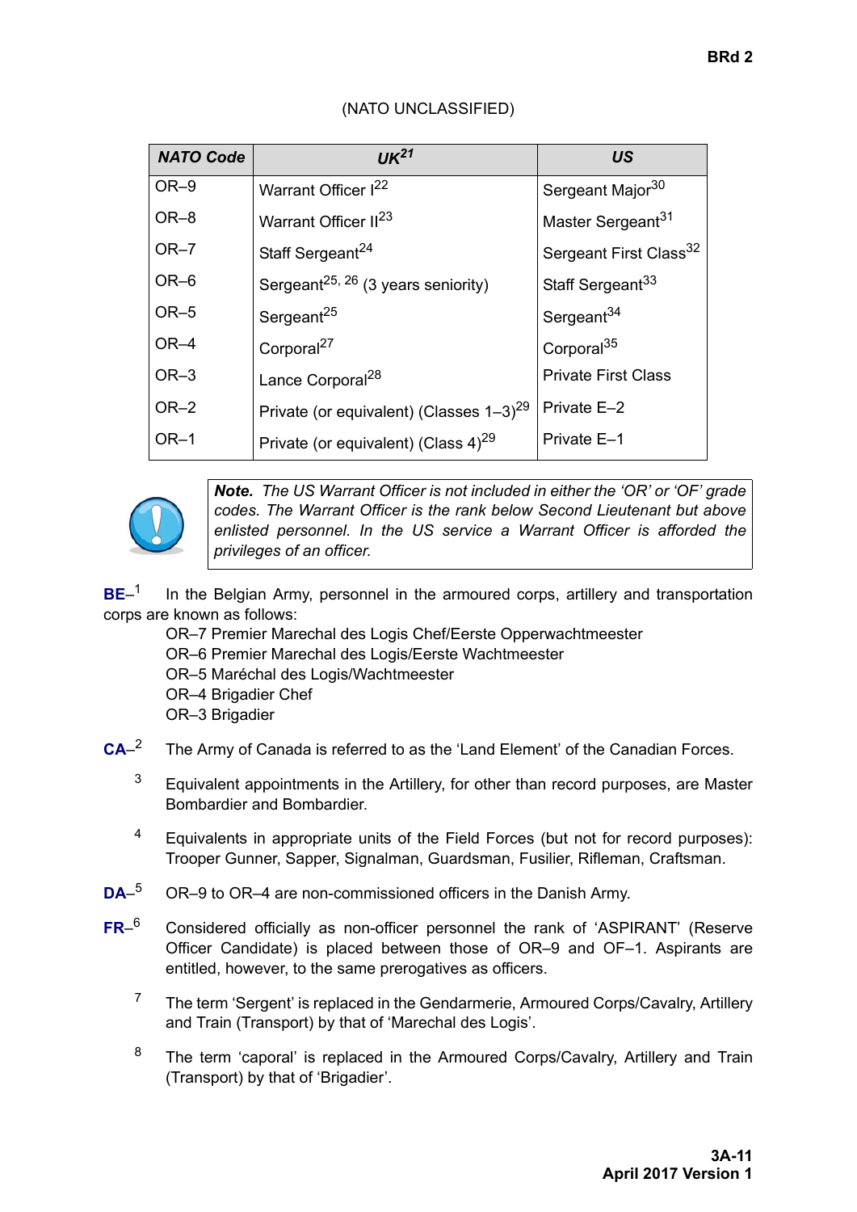(NATO UNCLASSIFIED)

| NATO Code | UK[21] | US |
|---|---|---|
| OR–9 | Warrant Officer I[22] | Sergeant Major[30] |
| OR–8 | Warrant Officer II[23] | Master Sergeant[31] |
| OR–7 | Staff Sergeant[24] | Sergeant First Class[32] |
| OR–6 | Sergeant[25, 26] (3 years seniority) | Staff Sergeant[33] |
| OR–5 | Sergeant[25] | Sergeant[34] |
| OR–4 | Corporal[27] | Corporal[35] |
| OR–3 | Lance Corporal[28] | Private First Class |
| OR–2 | Private (or equivalent) (Classes 1–3)[29] | Private E–2 |
| OR–1 | Private (or equivalent) (Class 4)[29] | Private E–1 |

***Note.*** *The US Warrant Officer is not included in either the 'OR' or 'OF' grade codes. The Warrant Officer is the rank below Second Lieutenant but above enlisted personnel. In the US service a Warrant Officer is afforded the privileges of an officer.*

**BE**–[1] In the Belgian Army, personnel in the armoured corps, artillery and transportation corps are known as follows:

OR–7 Premier Marechal des Logis Chef/Eerste Opperwachtmeester
OR–6 Premier Marechal des Logis/Eerste Wachtmeester
OR–5 Maréchal des Logis/Wachtmeester
OR–4 Brigadier Chef
OR–3 Brigadier

**CA**–[2] The Army of Canada is referred to as the 'Land Element' of the Canadian Forces.

[3] Equivalent appointments in the Artillery, for other than record purposes, are Master Bombardier and Bombardier.

[4] Equivalents in appropriate units of the Field Forces (but not for record purposes): Trooper Gunner, Sapper, Signalman, Guardsman, Fusilier, Rifleman, Craftsman.

**DA**–[5] OR–9 to OR–4 are non-commissioned officers in the Danish Army.

**FR**–[6] Considered officially as non-officer personnel the rank of 'ASPIRANT' (Reserve Officer Candidate) is placed between those of OR–9 and OF–1. Aspirants are entitled, however, to the same prerogatives as officers.

[7] The term 'Sergent' is replaced in the Gendarmerie, Armoured Corps/Cavalry, Artillery and Train (Transport) by that of 'Marechal des Logis'.

[8] The term 'caporal' is replaced in the Armoured Corps/Cavalry, Artillery and Train (Transport) by that of 'Brigadier'.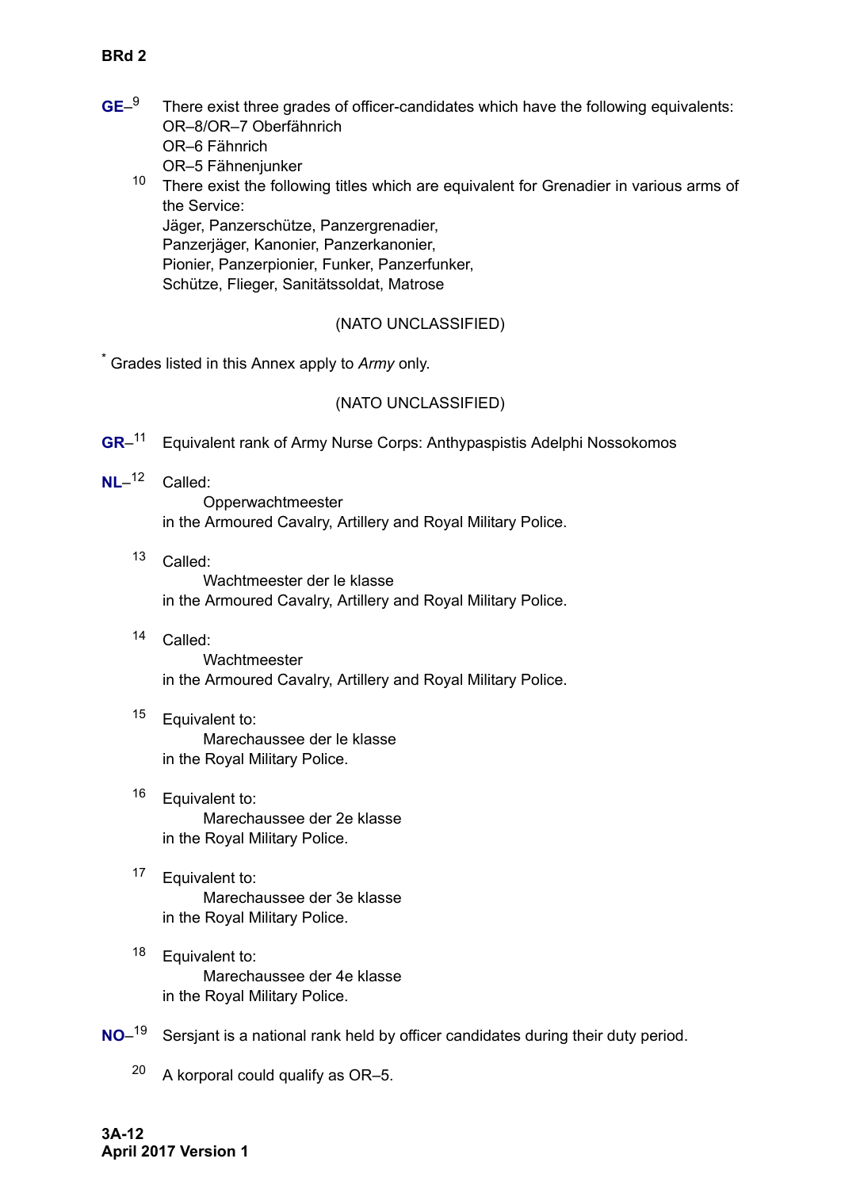**GE**–[9] There exist three grades of officer-candidates which have the following equivalents:
OR–8/OR–7 Oberfähnrich
OR–6 Fähnrich
OR–5 Fähnenjunker

[10] There exist the following titles which are equivalent for Grenadier in various arms of the Service:
Jäger, Panzerschütze, Panzergrenadier,
Panzerjäger, Kanonier, Panzerkanonier,
Pionier, Panzerpionier, Funker, Panzerfunker,
Schütze, Flieger, Sanitätssoldat, Matrose

(NATO UNCLASSIFIED)

[*] Grades listed in this Annex apply to *Army* only.

(NATO UNCLASSIFIED)

**GR**–[11] Equivalent rank of Army Nurse Corps: Anthypaspistis Adelphi Nossokomos

**NL**–[12] Called:
Opperwachtmeester
in the Armoured Cavalry, Artillery and Royal Military Police.

[13] Called:
Wachtmeester der le klasse
in the Armoured Cavalry, Artillery and Royal Military Police.

[14] Called:
Wachtmeester
in the Armoured Cavalry, Artillery and Royal Military Police.

[15] Equivalent to:
Marechaussee der le klasse
in the Royal Military Police.

[16] Equivalent to:
Marechaussee der 2e klasse
in the Royal Military Police.

[17] Equivalent to:
Marechaussee der 3e klasse
in the Royal Military Police.

[18] Equivalent to:
Marechaussee der 4e klasse
in the Royal Military Police.

**NO**–[19] Sersjant is a national rank held by officer candidates during their duty period.

[20] A korporal could qualify as OR–5.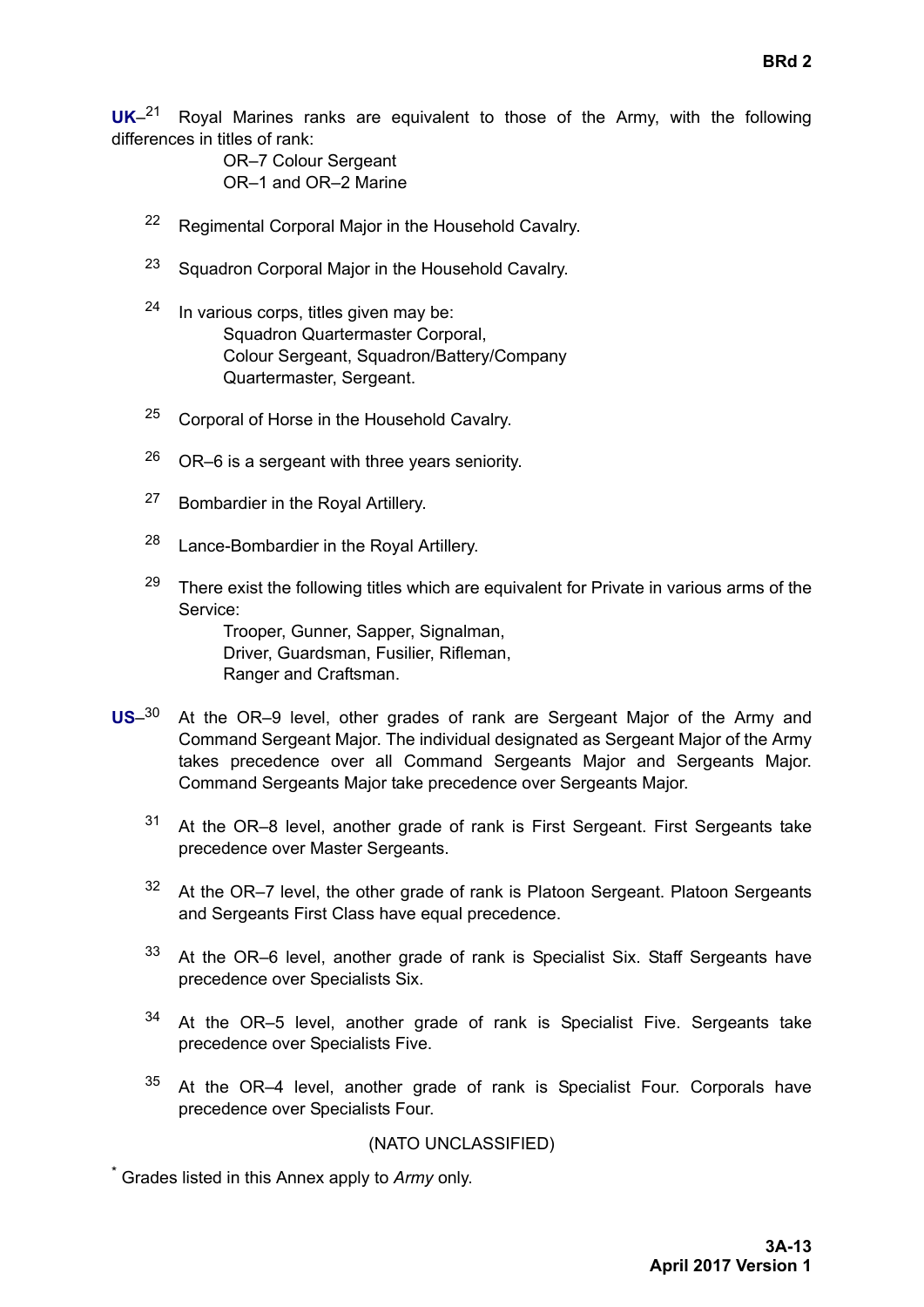**UK**–[21] Royal Marines ranks are equivalent to those of the Army, with the following differences in titles of rank:

OR–7 Colour Sergeant
OR–1 and OR–2 Marine

[22] Regimental Corporal Major in the Household Cavalry.

[23] Squadron Corporal Major in the Household Cavalry.

[24] In various corps, titles given may be:
Squadron Quartermaster Corporal,
Colour Sergeant, Squadron/Battery/Company Quartermaster, Sergeant.

[25] Corporal of Horse in the Household Cavalry.

[26] OR–6 is a sergeant with three years seniority.

[27] Bombardier in the Royal Artillery.

[28] Lance-Bombardier in the Royal Artillery.

[29] There exist the following titles which are equivalent for Private in various arms of the Service:
Trooper, Gunner, Sapper, Signalman,
Driver, Guardsman, Fusilier, Rifleman,
Ranger and Craftsman.

**US**–[30] At the OR–9 level, other grades of rank are Sergeant Major of the Army and Command Sergeant Major. The individual designated as Sergeant Major of the Army takes precedence over all Command Sergeants Major and Sergeants Major. Command Sergeants Major take precedence over Sergeants Major.

[31] At the OR–8 level, another grade of rank is First Sergeant. First Sergeants take precedence over Master Sergeants.

[32] At the OR–7 level, the other grade of rank is Platoon Sergeant. Platoon Sergeants and Sergeants First Class have equal precedence.

[33] At the OR–6 level, another grade of rank is Specialist Six. Staff Sergeants have precedence over Specialists Six.

[34] At the OR–5 level, another grade of rank is Specialist Five. Sergeants take precedence over Specialists Five.

[35] At the OR–4 level, another grade of rank is Specialist Four. Corporals have precedence over Specialists Four.

(NATO UNCLASSIFIED)

* Grades listed in this Annex apply to *Army* only.